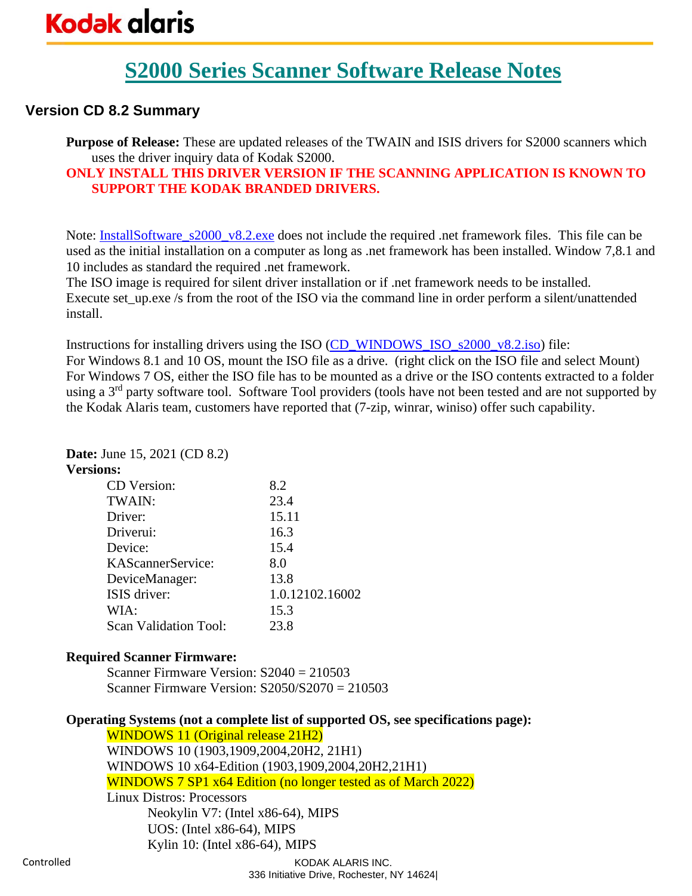# S2000 Series Scanner Software Release Notes

## Version CD 8.2 Summary

**Purpose of Release:** These are updated releases of the TWAIN and ISIS drivers for S2000 scanners which uses the driver inquiry data of Kodak S2000.

**ONLY INSTALL THIS DRIVER VERSION IF THE SCANNING APPLICATION IS KNOWN TO SUPPORT THE KODAK BRANDED DRIVERS.**

Note: InstallSoftware_s2000_v8.2.exe does not include the required .net framework files. This file can be used as the initial installation on a computer as long as .net framework has been installed. Window 7,8.1 and 10 includes as standard the required .net framework.

The ISO image is required for silent driver installation or if .net framework needs to be installed. Execute set_up.exe /s from the root of the ISO via the command line in order perform a silent/unattended install.

Instructions for installing drivers using the ISO (CD_WINDOWS_ISO_s2000_v8.2.iso) file:

For Windows 8.1 and 10 OS, mount the ISO file as a drive. (right click on the ISO file and select Mount)

For Windows 7 OS, either the ISO file has to be mounted as a drive or the ISO contents extracted to a folder using a 3rd party software tool. Software Tool providers (tools have not been tested and are not supported by the Kodak Alaris team, customers have reported that (7-zip, winrar, winiso) offer such capability.

**Date:** June 15, 2021 (CD 8.2)

**Versions:**

| | |
|---|---|
| CD Version: | 8.2 |
| TWAIN: | 23.4 |
| Driver: | 15.11 |
| Driverui: | 16.3 |
| Device: | 15.4 |
| KAScannerService: | 8.0 |
| DeviceManager: | 13.8 |
| ISIS driver: | 1.0.12102.16002 |
| WIA: | 15.3 |
| Scan Validation Tool: | 23.8 |

**Required Scanner Firmware:**

- Scanner Firmware Version: S2040 = 210503
- Scanner Firmware Version: S2050/S2070 = 210503

**Operating Systems (not a complete list of supported OS, see specifications page):**

- WINDOWS 11 (Original release 21H2)
- WINDOWS 10 (1903,1909,2004,20H2, 21H1)
- WINDOWS 10 x64-Edition (1903,1909,2004,20H2,21H1)
- WINDOWS 7 SP1 x64 Edition (no longer tested as of March 2022)
- Linux Distros: Processors
  - Neokylin V7: (Intel x86-64), MIPS
  - UOS: (Intel x86-64), MIPS
  - Kylin 10: (Intel x86-64), MIPS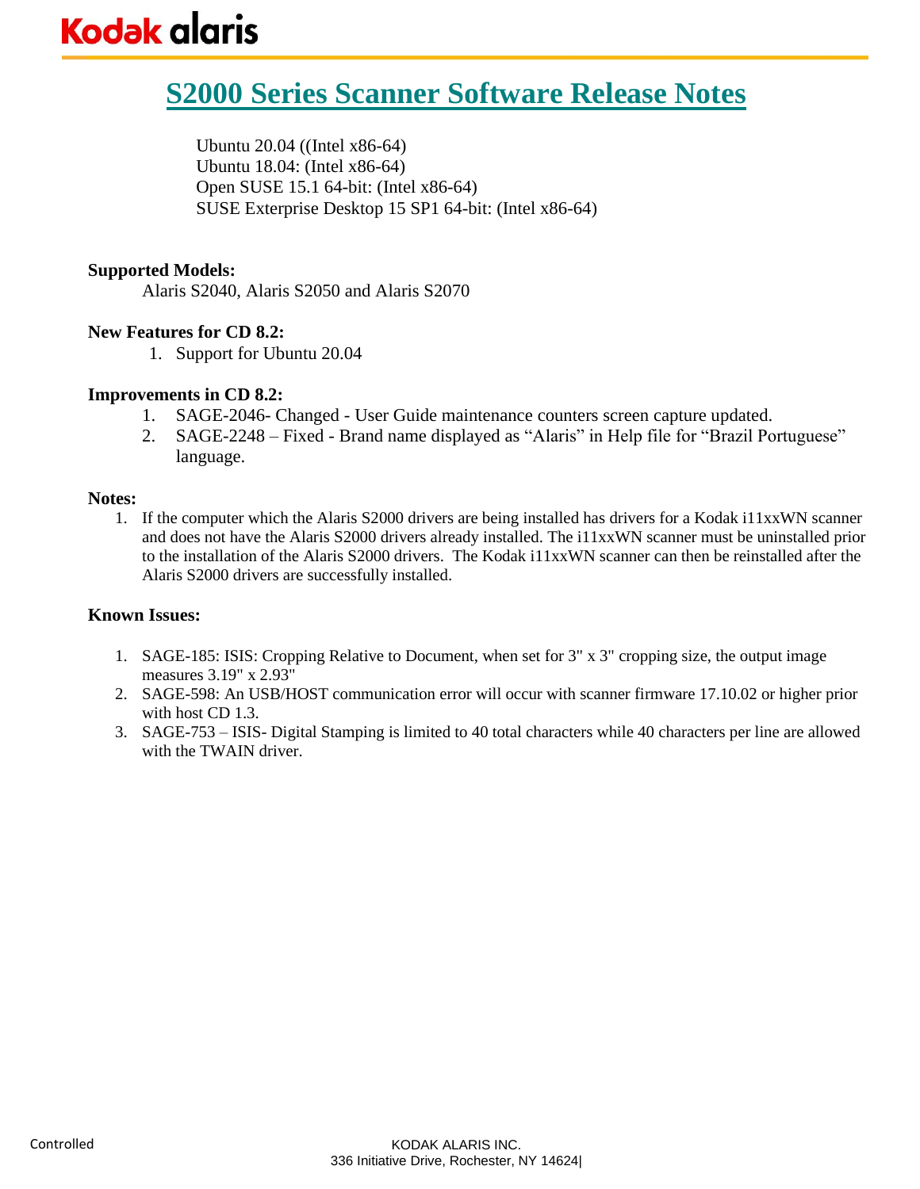# S2000 Series Scanner Software Release Notes

Ubuntu 20.04 ((Intel x86-64)
Ubuntu 18.04: (Intel x86-64)
Open SUSE 15.1 64-bit: (Intel x86-64)
SUSE Exterprise Desktop 15 SP1 64-bit: (Intel x86-64)

**Supported Models:**

Alaris S2040, Alaris S2050 and Alaris S2070

**New Features for CD 8.2:**

1. Support for Ubuntu 20.04

**Improvements in CD 8.2:**

1. SAGE-2046- Changed - User Guide maintenance counters screen capture updated.
2. SAGE-2248 – Fixed - Brand name displayed as "Alaris" in Help file for "Brazil Portuguese" language.

**Notes:**

1. If the computer which the Alaris S2000 drivers are being installed has drivers for a Kodak i11xxWN scanner and does not have the Alaris S2000 drivers already installed. The i11xxWN scanner must be uninstalled prior to the installation of the Alaris S2000 drivers. The Kodak i11xxWN scanner can then be reinstalled after the Alaris S2000 drivers are successfully installed.

**Known Issues:**

1. SAGE-185: ISIS: Cropping Relative to Document, when set for 3" x 3" cropping size, the output image measures 3.19" x 2.93"
2. SAGE-598: An USB/HOST communication error will occur with scanner firmware 17.10.02 or higher prior with host CD 1.3.
3. SAGE-753 – ISIS- Digital Stamping is limited to 40 total characters while 40 characters per line are allowed with the TWAIN driver.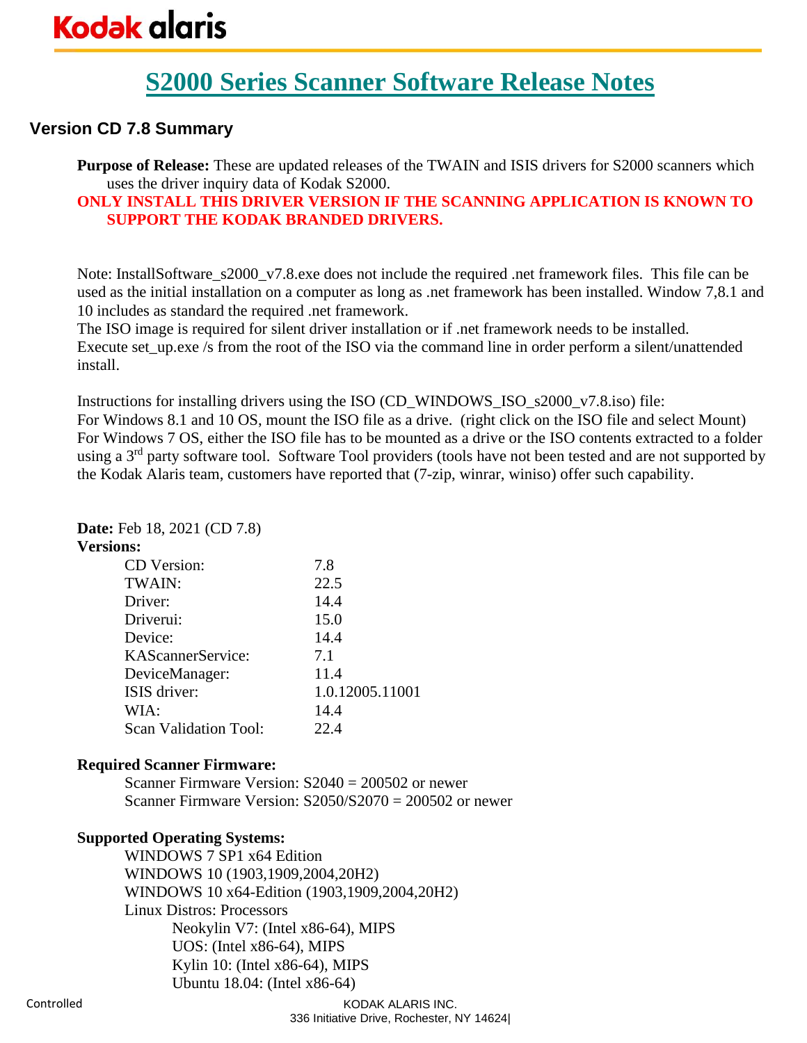# S2000 Series Scanner Software Release Notes

## Version CD 7.8 Summary

**Purpose of Release:** These are updated releases of the TWAIN and ISIS drivers for S2000 scanners which uses the driver inquiry data of Kodak S2000.

**ONLY INSTALL THIS DRIVER VERSION IF THE SCANNING APPLICATION IS KNOWN TO SUPPORT THE KODAK BRANDED DRIVERS.**

Note: InstallSoftware_s2000_v7.8.exe does not include the required .net framework files. This file can be used as the initial installation on a computer as long as .net framework has been installed. Window 7,8.1 and 10 includes as standard the required .net framework.
The ISO image is required for silent driver installation or if .net framework needs to be installed.
Execute set_up.exe /s from the root of the ISO via the command line in order perform a silent/unattended install.

Instructions for installing drivers using the ISO (CD_WINDOWS_ISO_s2000_v7.8.iso) file:
For Windows 8.1 and 10 OS, mount the ISO file as a drive. (right click on the ISO file and select Mount)
For Windows 7 OS, either the ISO file has to be mounted as a drive or the ISO contents extracted to a folder using a 3rd party software tool. Software Tool providers (tools have not been tested and are not supported by the Kodak Alaris team, customers have reported that (7-zip, winrar, winiso) offer such capability.

**Date:** Feb 18, 2021 (CD 7.8)

**Versions:**

| | |
|---|---|
| CD Version: | 7.8 |
| TWAIN: | 22.5 |
| Driver: | 14.4 |
| Driverui: | 15.0 |
| Device: | 14.4 |
| KAScannerService: | 7.1 |
| DeviceManager: | 11.4 |
| ISIS driver: | 1.0.12005.11001 |
| WIA: | 14.4 |
| Scan Validation Tool: | 22.4 |

**Required Scanner Firmware:**

Scanner Firmware Version: S2040 = 200502 or newer
Scanner Firmware Version: S2050/S2070 = 200502 or newer

**Supported Operating Systems:**

- WINDOWS 7 SP1 x64 Edition
- WINDOWS 10 (1903,1909,2004,20H2)
- WINDOWS 10 x64-Edition (1903,1909,2004,20H2)
- Linux Distros: Processors
  - Neokylin V7: (Intel x86-64), MIPS
  - UOS: (Intel x86-64), MIPS
  - Kylin 10: (Intel x86-64), MIPS
  - Ubuntu 18.04: (Intel x86-64)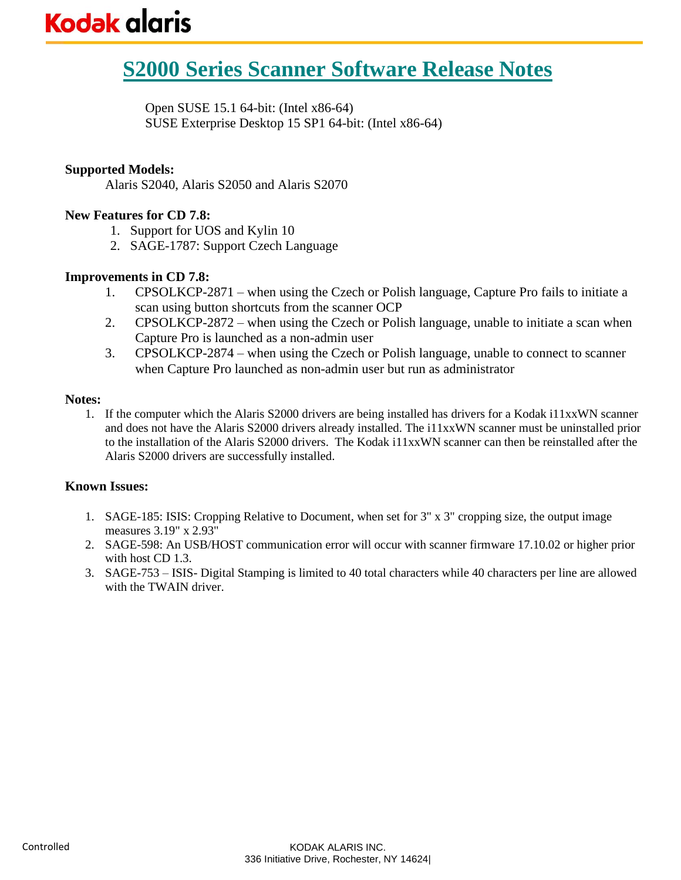# S2000 Series Scanner Software Release Notes

Open SUSE 15.1 64-bit: (Intel x86-64)
SUSE Exterprise Desktop 15 SP1 64-bit: (Intel x86-64)

**Supported Models:**

Alaris S2040, Alaris S2050 and Alaris S2070

**New Features for CD 7.8:**

1. Support for UOS and Kylin 10
2. SAGE-1787: Support Czech Language

**Improvements in CD 7.8:**

1. CPSOLKCP-2871 – when using the Czech or Polish language, Capture Pro fails to initiate a scan using button shortcuts from the scanner OCP
2. CPSOLKCP-2872 – when using the Czech or Polish language, unable to initiate a scan when Capture Pro is launched as a non-admin user
3. CPSOLKCP-2874 – when using the Czech or Polish language, unable to connect to scanner when Capture Pro launched as non-admin user but run as administrator

**Notes:**

1. If the computer which the Alaris S2000 drivers are being installed has drivers for a Kodak i11xxWN scanner and does not have the Alaris S2000 drivers already installed. The i11xxWN scanner must be uninstalled prior to the installation of the Alaris S2000 drivers. The Kodak i11xxWN scanner can then be reinstalled after the Alaris S2000 drivers are successfully installed.

**Known Issues:**

1. SAGE-185: ISIS: Cropping Relative to Document, when set for 3" x 3" cropping size, the output image measures 3.19" x 2.93"
2. SAGE-598: An USB/HOST communication error will occur with scanner firmware 17.10.02 or higher prior with host CD 1.3.
3. SAGE-753 – ISIS- Digital Stamping is limited to 40 total characters while 40 characters per line are allowed with the TWAIN driver.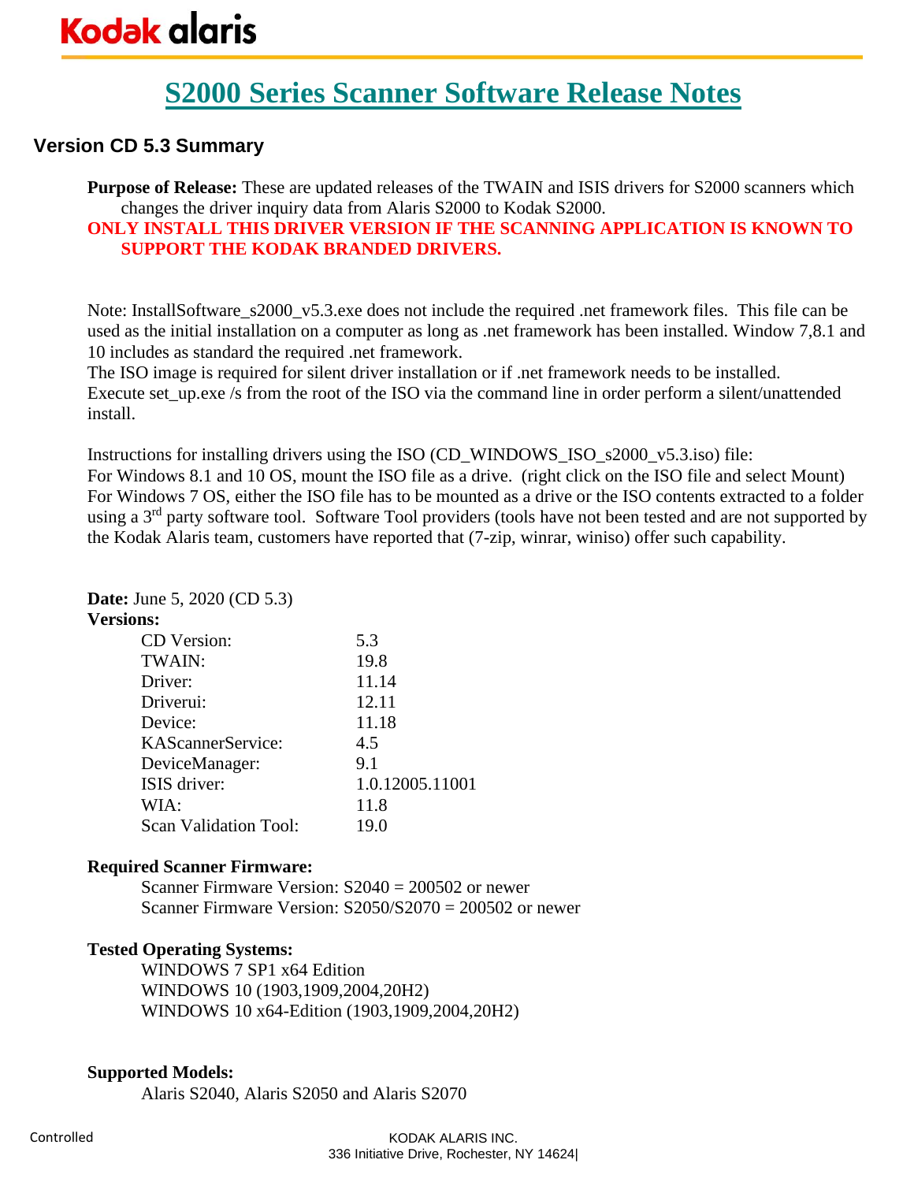# S2000 Series Scanner Software Release Notes

## Version CD 5.3 Summary

**Purpose of Release:** These are updated releases of the TWAIN and ISIS drivers for S2000 scanners which changes the driver inquiry data from Alaris S2000 to Kodak S2000.

**ONLY INSTALL THIS DRIVER VERSION IF THE SCANNING APPLICATION IS KNOWN TO SUPPORT THE KODAK BRANDED DRIVERS.**

Note: InstallSoftware_s2000_v5.3.exe does not include the required .net framework files. This file can be used as the initial installation on a computer as long as .net framework has been installed. Window 7,8.1 and 10 includes as standard the required .net framework.
The ISO image is required for silent driver installation or if .net framework needs to be installed.
Execute set_up.exe /s from the root of the ISO via the command line in order perform a silent/unattended install.

Instructions for installing drivers using the ISO (CD_WINDOWS_ISO_s2000_v5.3.iso) file:
For Windows 8.1 and 10 OS, mount the ISO file as a drive. (right click on the ISO file and select Mount)
For Windows 7 OS, either the ISO file has to be mounted as a drive or the ISO contents extracted to a folder using a 3rd party software tool. Software Tool providers (tools have not been tested and are not supported by the Kodak Alaris team, customers have reported that (7-zip, winrar, winiso) offer such capability.

**Date:** June 5, 2020 (CD 5.3)

**Versions:**

| | |
|---|---|
| CD Version: | 5.3 |
| TWAIN: | 19.8 |
| Driver: | 11.14 |
| Driverui: | 12.11 |
| Device: | 11.18 |
| KAScannerService: | 4.5 |
| DeviceManager: | 9.1 |
| ISIS driver: | 1.0.12005.11001 |
| WIA: | 11.8 |
| Scan Validation Tool: | 19.0 |

**Required Scanner Firmware:**

Scanner Firmware Version: S2040 = 200502 or newer
Scanner Firmware Version: S2050/S2070 = 200502 or newer

**Tested Operating Systems:**

WINDOWS 7 SP1 x64 Edition
WINDOWS 10 (1903,1909,2004,20H2)
WINDOWS 10 x64-Edition (1903,1909,2004,20H2)

**Supported Models:**

Alaris S2040, Alaris S2050 and Alaris S2070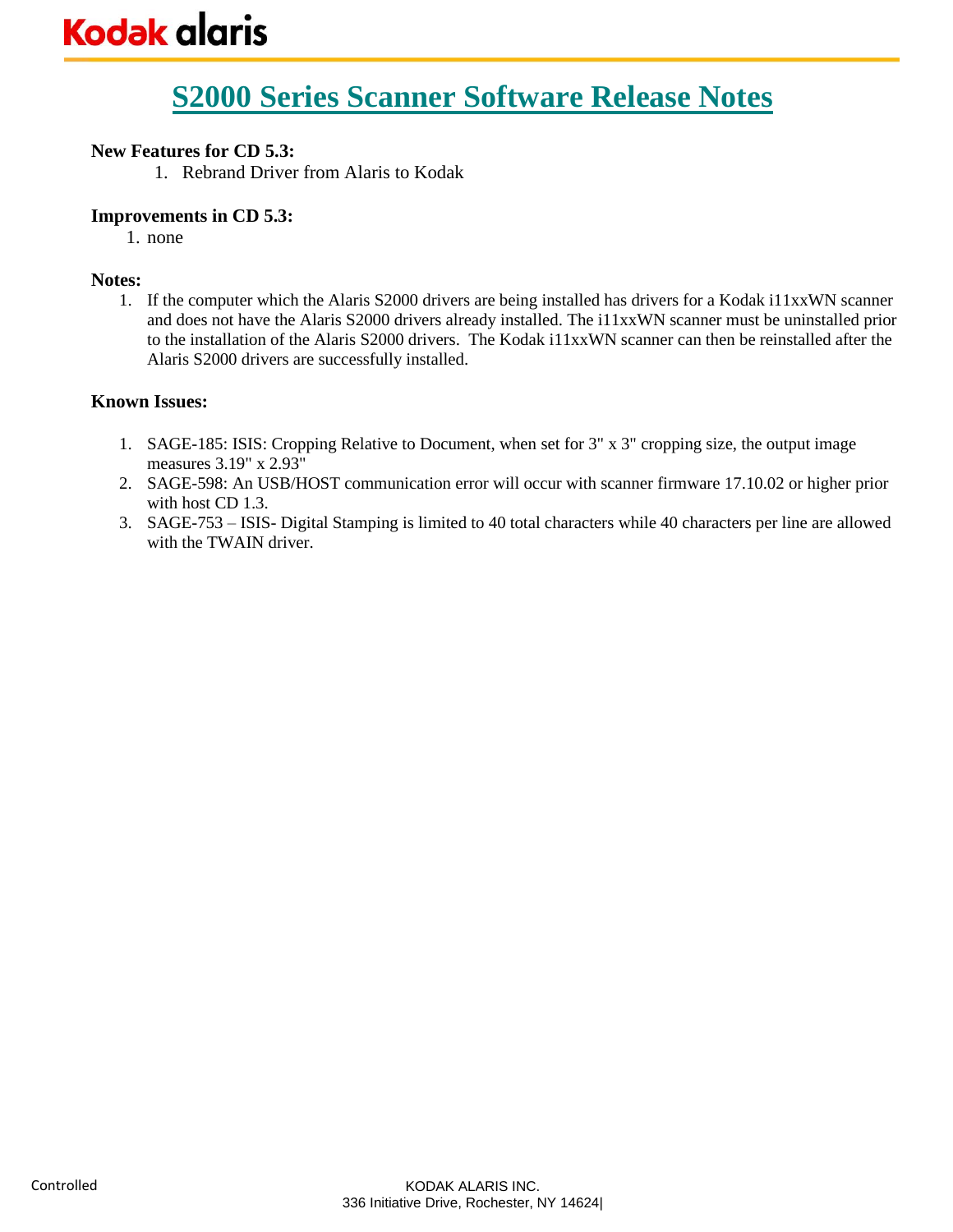# S2000 Series Scanner Software Release Notes

**New Features for CD 5.3:**

1. Rebrand Driver from Alaris to Kodak

**Improvements in CD 5.3:**

1. none

**Notes:**

1. If the computer which the Alaris S2000 drivers are being installed has drivers for a Kodak i11xxWN scanner and does not have the Alaris S2000 drivers already installed. The i11xxWN scanner must be uninstalled prior to the installation of the Alaris S2000 drivers. The Kodak i11xxWN scanner can then be reinstalled after the Alaris S2000 drivers are successfully installed.

**Known Issues:**

1. SAGE-185: ISIS: Cropping Relative to Document, when set for 3" x 3" cropping size, the output image measures 3.19" x 2.93"
2. SAGE-598: An USB/HOST communication error will occur with scanner firmware 17.10.02 or higher prior with host CD 1.3.
3. SAGE-753 – ISIS- Digital Stamping is limited to 40 total characters while 40 characters per line are allowed with the TWAIN driver.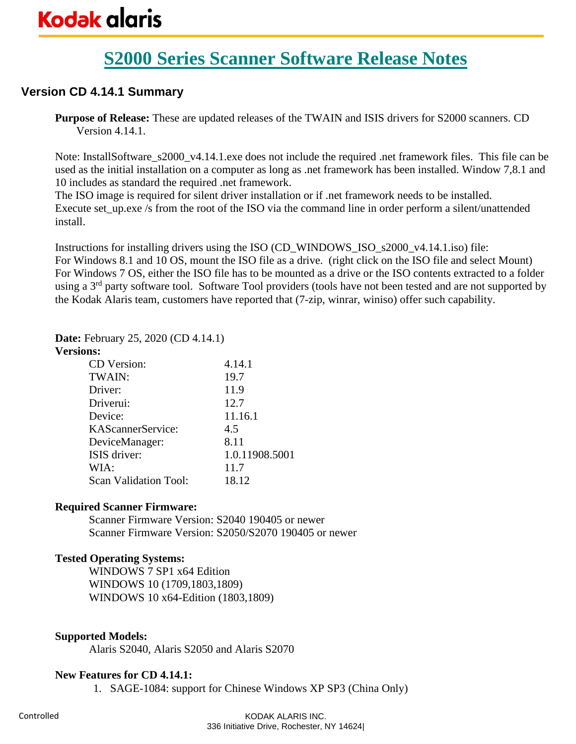# S2000 Series Scanner Software Release Notes

## Version CD 4.14.1 Summary

**Purpose of Release:** These are updated releases of the TWAIN and ISIS drivers for S2000 scanners. CD Version 4.14.1.

Note: InstallSoftware_s2000_v4.14.1.exe does not include the required .net framework files. This file can be used as the initial installation on a computer as long as .net framework has been installed. Window 7,8.1 and 10 includes as standard the required .net framework.
The ISO image is required for silent driver installation or if .net framework needs to be installed.
Execute set_up.exe /s from the root of the ISO via the command line in order perform a silent/unattended install.

Instructions for installing drivers using the ISO (CD_WINDOWS_ISO_s2000_v4.14.1.iso) file:
For Windows 8.1 and 10 OS, mount the ISO file as a drive. (right click on the ISO file and select Mount)
For Windows 7 OS, either the ISO file has to be mounted as a drive or the ISO contents extracted to a folder using a 3rd party software tool. Software Tool providers (tools have not been tested and are not supported by the Kodak Alaris team, customers have reported that (7-zip, winrar, winiso) offer such capability.

**Date:** February 25, 2020 (CD 4.14.1)

**Versions:**

| | |
|---|---|
| CD Version: | 4.14.1 |
| TWAIN: | 19.7 |
| Driver: | 11.9 |
| Driverui: | 12.7 |
| Device: | 11.16.1 |
| KAScannerService: | 4.5 |
| DeviceManager: | 8.11 |
| ISIS driver: | 1.0.11908.5001 |
| WIA: | 11.7 |
| Scan Validation Tool: | 18.12 |

**Required Scanner Firmware:**

Scanner Firmware Version: S2040 190405 or newer
Scanner Firmware Version: S2050/S2070 190405 or newer

**Tested Operating Systems:**

WINDOWS 7 SP1 x64 Edition
WINDOWS 10 (1709,1803,1809)
WINDOWS 10 x64-Edition (1803,1809)

**Supported Models:**

Alaris S2040, Alaris S2050 and Alaris S2070

**New Features for CD 4.14.1:**

1. SAGE-1084: support for Chinese Windows XP SP3 (China Only)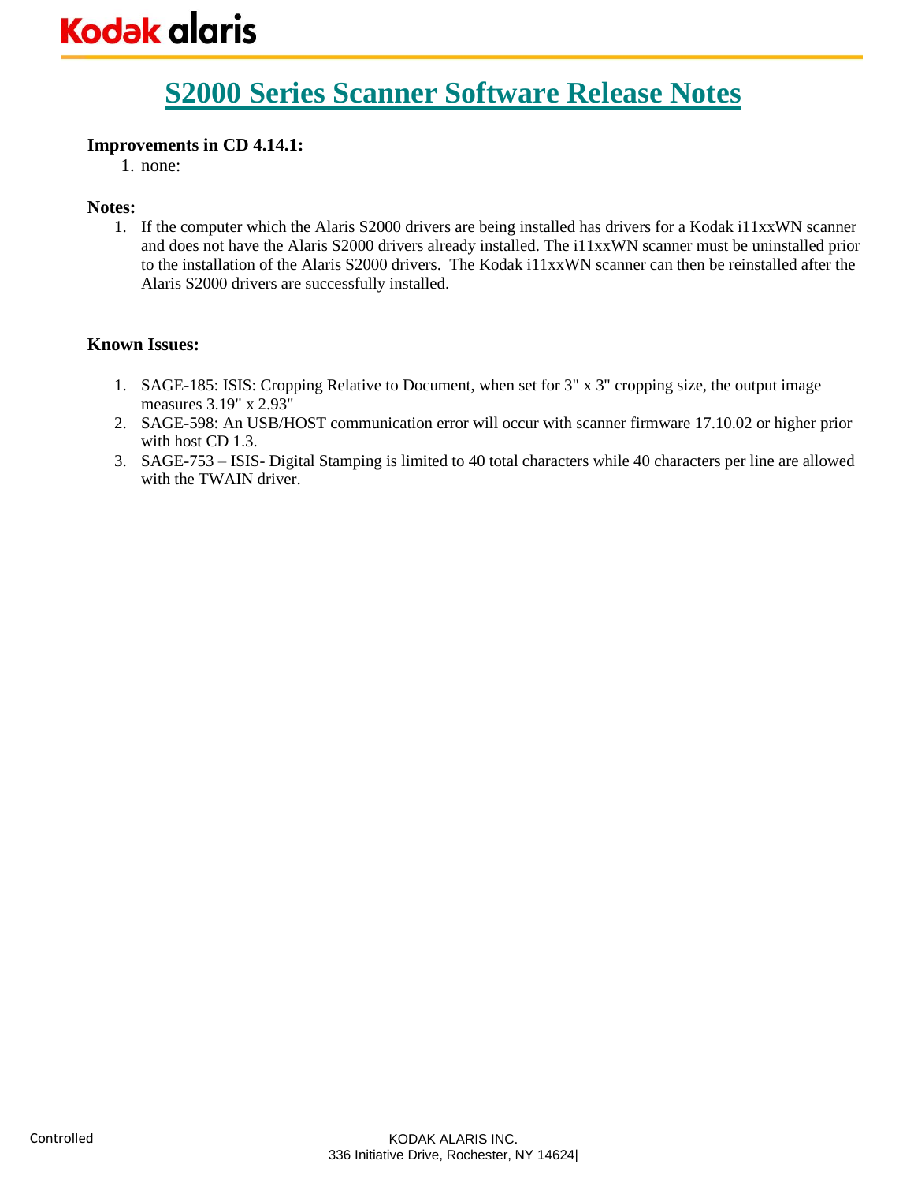# S2000 Series Scanner Software Release Notes

**Improvements in CD 4.14.1:**

1. none:

**Notes:**

1. If the computer which the Alaris S2000 drivers are being installed has drivers for a Kodak i11xxWN scanner and does not have the Alaris S2000 drivers already installed. The i11xxWN scanner must be uninstalled prior to the installation of the Alaris S2000 drivers. The Kodak i11xxWN scanner can then be reinstalled after the Alaris S2000 drivers are successfully installed.

**Known Issues:**

1. SAGE-185: ISIS: Cropping Relative to Document, when set for 3" x 3" cropping size, the output image measures 3.19" x 2.93"
2. SAGE-598: An USB/HOST communication error will occur with scanner firmware 17.10.02 or higher prior with host CD 1.3.
3. SAGE-753 – ISIS- Digital Stamping is limited to 40 total characters while 40 characters per line are allowed with the TWAIN driver.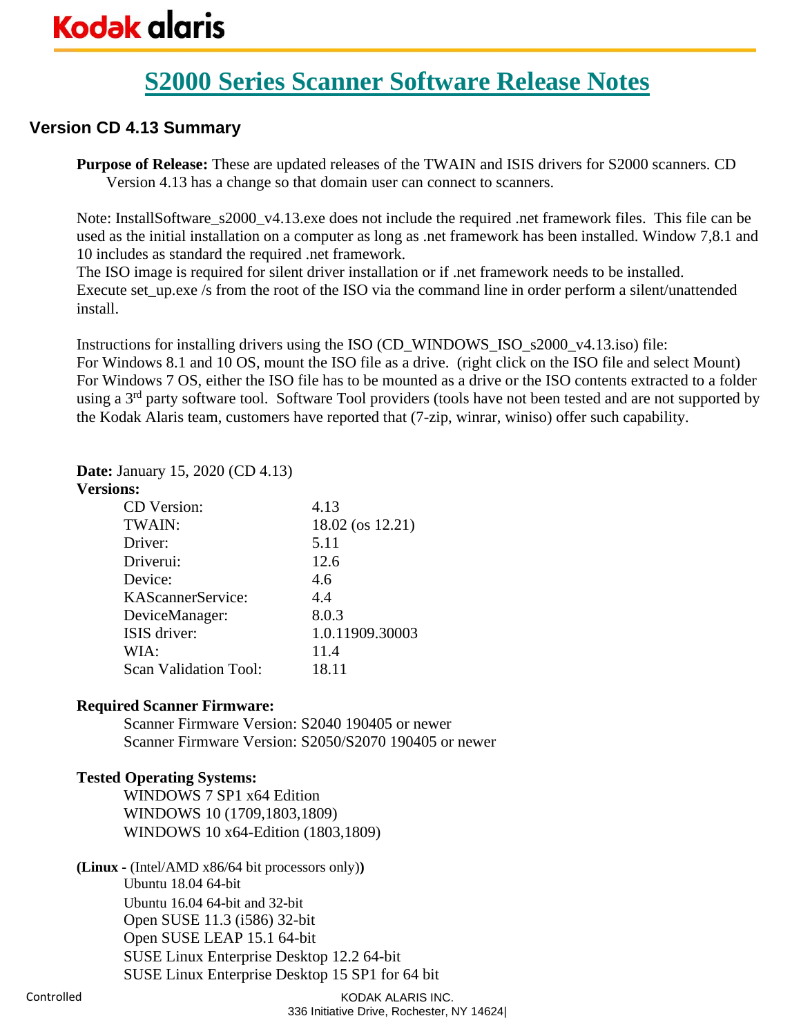# S2000 Series Scanner Software Release Notes

## Version CD 4.13 Summary

**Purpose of Release:** These are updated releases of the TWAIN and ISIS drivers for S2000 scanners. CD Version 4.13 has a change so that domain user can connect to scanners.

Note: InstallSoftware_s2000_v4.13.exe does not include the required .net framework files. This file can be used as the initial installation on a computer as long as .net framework has been installed. Window 7,8.1 and 10 includes as standard the required .net framework.
The ISO image is required for silent driver installation or if .net framework needs to be installed.
Execute set_up.exe /s from the root of the ISO via the command line in order perform a silent/unattended install.

Instructions for installing drivers using the ISO (CD_WINDOWS_ISO_s2000_v4.13.iso) file:
For Windows 8.1 and 10 OS, mount the ISO file as a drive. (right click on the ISO file and select Mount)
For Windows 7 OS, either the ISO file has to be mounted as a drive or the ISO contents extracted to a folder using a 3rd party software tool. Software Tool providers (tools have not been tested and are not supported by the Kodak Alaris team, customers have reported that (7-zip, winrar, winiso) offer such capability.

**Date:** January 15, 2020 (CD 4.13)
**Versions:**

| | |
|---|---|
| CD Version: | 4.13 |
| TWAIN: | 18.02 (os 12.21) |
| Driver: | 5.11 |
| Driverui: | 12.6 |
| Device: | 4.6 |
| KAScannerService: | 4.4 |
| DeviceManager: | 8.0.3 |
| ISIS driver: | 1.0.11909.30003 |
| WIA: | 11.4 |
| Scan Validation Tool: | 18.11 |

**Required Scanner Firmware:**

Scanner Firmware Version: S2040 190405 or newer
Scanner Firmware Version: S2050/S2070 190405 or newer

**Tested Operating Systems:**

WINDOWS 7 SP1 x64 Edition
WINDOWS 10 (1709,1803,1809)
WINDOWS 10 x64-Edition (1803,1809)

**(Linux -** (Intel/AMD x86/64 bit processors only)**)**

Ubuntu 18.04 64-bit
Ubuntu 16.04 64-bit and 32-bit
Open SUSE 11.3 (i586) 32-bit
Open SUSE LEAP 15.1 64-bit
SUSE Linux Enterprise Desktop 12.2 64-bit
SUSE Linux Enterprise Desktop 15 SP1 for 64 bit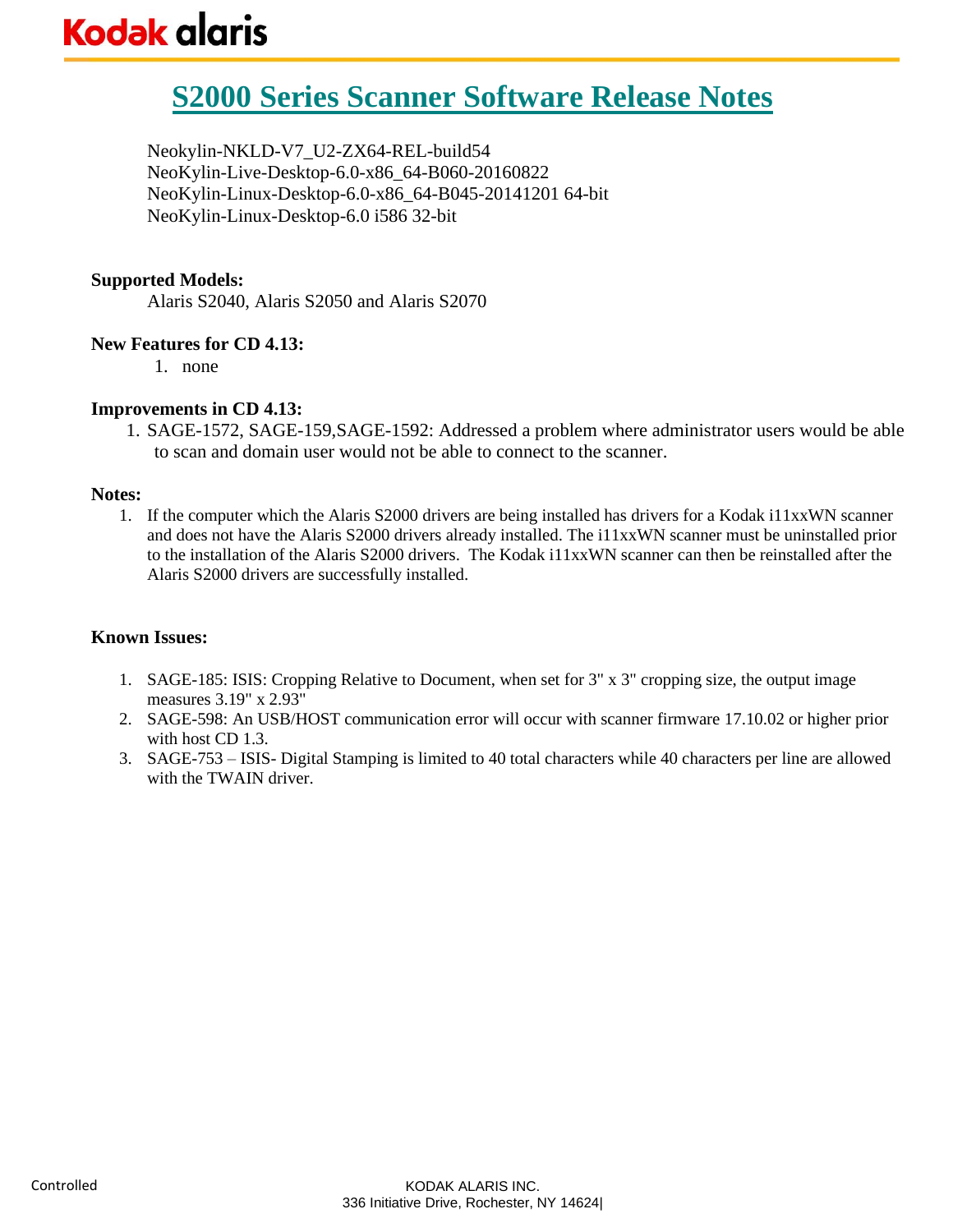# S2000 Series Scanner Software Release Notes

Neokylin-NKLD-V7_U2-ZX64-REL-build54
NeoKylin-Live-Desktop-6.0-x86_64-B060-20160822
NeoKylin-Linux-Desktop-6.0-x86_64-B045-20141201 64-bit
NeoKylin-Linux-Desktop-6.0 i586 32-bit

**Supported Models:**

Alaris S2040, Alaris S2050 and Alaris S2070

**New Features for CD 4.13:**

1. none

**Improvements in CD 4.13:**

1. SAGE-1572, SAGE-159,SAGE-1592: Addressed a problem where administrator users would be able to scan and domain user would not be able to connect to the scanner.

**Notes:**

1. If the computer which the Alaris S2000 drivers are being installed has drivers for a Kodak i11xxWN scanner and does not have the Alaris S2000 drivers already installed. The i11xxWN scanner must be uninstalled prior to the installation of the Alaris S2000 drivers. The Kodak i11xxWN scanner can then be reinstalled after the Alaris S2000 drivers are successfully installed.

**Known Issues:**

1. SAGE-185: ISIS: Cropping Relative to Document, when set for 3" x 3" cropping size, the output image measures 3.19" x 2.93"
2. SAGE-598: An USB/HOST communication error will occur with scanner firmware 17.10.02 or higher prior with host CD 1.3.
3. SAGE-753 – ISIS- Digital Stamping is limited to 40 total characters while 40 characters per line are allowed with the TWAIN driver.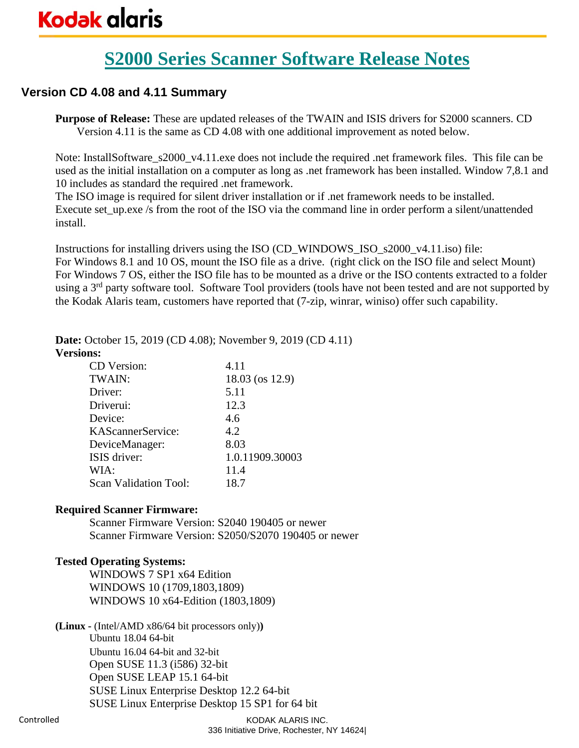# S2000 Series Scanner Software Release Notes

## Version CD 4.08 and 4.11 Summary

**Purpose of Release:** These are updated releases of the TWAIN and ISIS drivers for S2000 scanners. CD Version 4.11 is the same as CD 4.08 with one additional improvement as noted below.

Note: InstallSoftware_s2000_v4.11.exe does not include the required .net framework files. This file can be used as the initial installation on a computer as long as .net framework has been installed. Window 7,8.1 and 10 includes as standard the required .net framework.
The ISO image is required for silent driver installation or if .net framework needs to be installed.
Execute set_up.exe /s from the root of the ISO via the command line in order perform a silent/unattended install.

Instructions for installing drivers using the ISO (CD_WINDOWS_ISO_s2000_v4.11.iso) file:
For Windows 8.1 and 10 OS, mount the ISO file as a drive. (right click on the ISO file and select Mount)
For Windows 7 OS, either the ISO file has to be mounted as a drive or the ISO contents extracted to a folder using a 3rd party software tool. Software Tool providers (tools have not been tested and are not supported by the Kodak Alaris team, customers have reported that (7-zip, winrar, winiso) offer such capability.

**Date:** October 15, 2019 (CD 4.08); November 9, 2019 (CD 4.11)
**Versions:**

| | |
|---|---|
| CD Version: | 4.11 |
| TWAIN: | 18.03 (os 12.9) |
| Driver: | 5.11 |
| Driverui: | 12.3 |
| Device: | 4.6 |
| KAScannerService: | 4.2 |
| DeviceManager: | 8.03 |
| ISIS driver: | 1.0.11909.30003 |
| WIA: | 11.4 |
| Scan Validation Tool: | 18.7 |

**Required Scanner Firmware:**

Scanner Firmware Version: S2040 190405 or newer
Scanner Firmware Version: S2050/S2070 190405 or newer

**Tested Operating Systems:**

WINDOWS 7 SP1 x64 Edition
WINDOWS 10 (1709,1803,1809)
WINDOWS 10 x64-Edition (1803,1809)

**(Linux -** (Intel/AMD x86/64 bit processors only)**)**

Ubuntu 18.04 64-bit
Ubuntu 16.04 64-bit and 32-bit
Open SUSE 11.3 (i586) 32-bit
Open SUSE LEAP 15.1 64-bit
SUSE Linux Enterprise Desktop 12.2 64-bit
SUSE Linux Enterprise Desktop 15 SP1 for 64 bit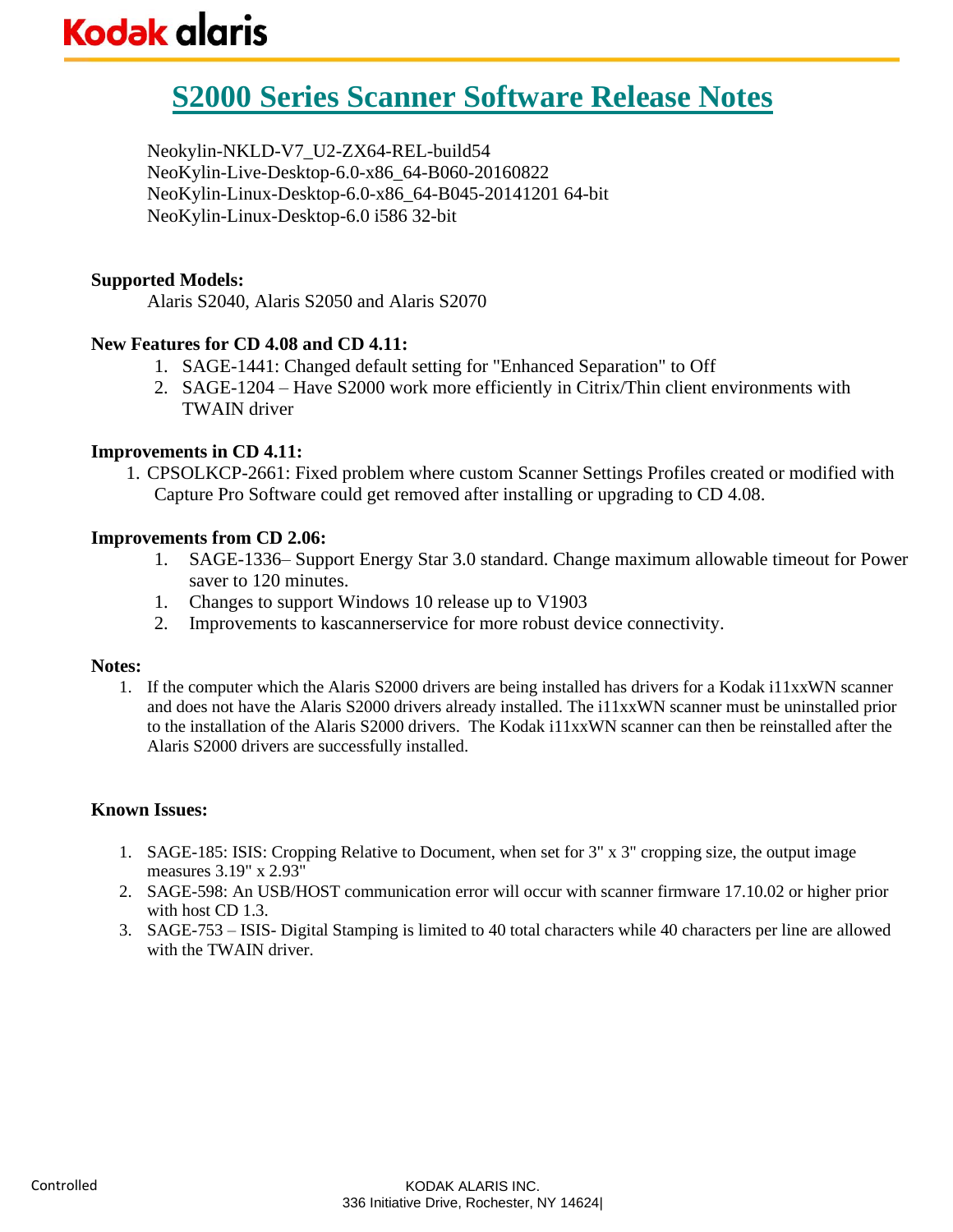# S2000 Series Scanner Software Release Notes

Neokylin-NKLD-V7_U2-ZX64-REL-build54
NeoKylin-Live-Desktop-6.0-x86_64-B060-20160822
NeoKylin-Linux-Desktop-6.0-x86_64-B045-20141201 64-bit
NeoKylin-Linux-Desktop-6.0 i586 32-bit

**Supported Models:**

Alaris S2040, Alaris S2050 and Alaris S2070

**New Features for CD 4.08 and CD 4.11:**

1. SAGE-1441: Changed default setting for "Enhanced Separation" to Off
2. SAGE-1204 – Have S2000 work more efficiently in Citrix/Thin client environments with TWAIN driver

**Improvements in CD 4.11:**

1. CPSOLKCP-2661: Fixed problem where custom Scanner Settings Profiles created or modified with Capture Pro Software could get removed after installing or upgrading to CD 4.08.

**Improvements from CD 2.06:**

1. SAGE-1336– Support Energy Star 3.0 standard. Change maximum allowable timeout for Power saver to 120 minutes.
1. Changes to support Windows 10 release up to V1903
2. Improvements to kascannerservice for more robust device connectivity.

**Notes:**

1. If the computer which the Alaris S2000 drivers are being installed has drivers for a Kodak i11xxWN scanner and does not have the Alaris S2000 drivers already installed. The i11xxWN scanner must be uninstalled prior to the installation of the Alaris S2000 drivers. The Kodak i11xxWN scanner can then be reinstalled after the Alaris S2000 drivers are successfully installed.

**Known Issues:**

1. SAGE-185: ISIS: Cropping Relative to Document, when set for 3" x 3" cropping size, the output image measures 3.19" x 2.93"
2. SAGE-598: An USB/HOST communication error will occur with scanner firmware 17.10.02 or higher prior with host CD 1.3.
3. SAGE-753 – ISIS- Digital Stamping is limited to 40 total characters while 40 characters per line are allowed with the TWAIN driver.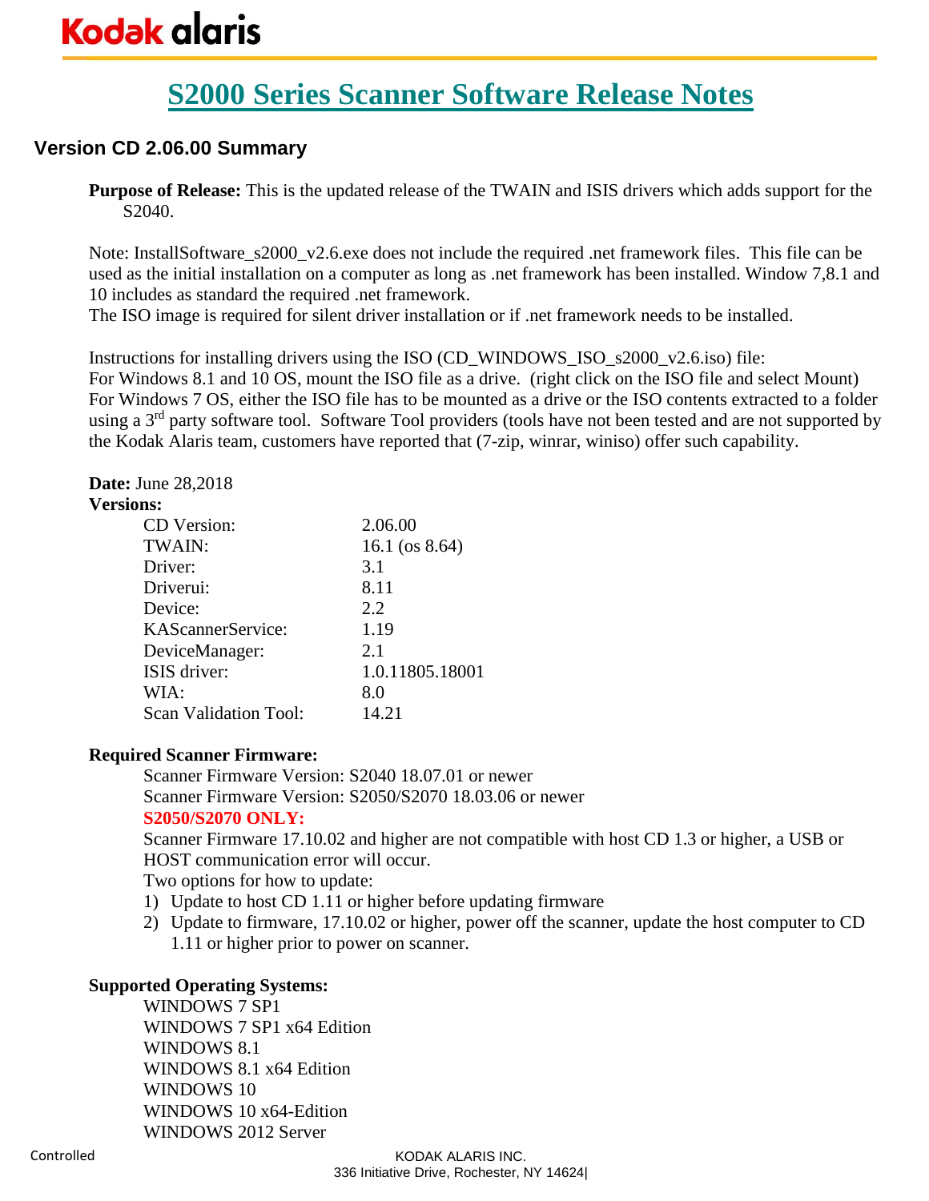# S2000 Series Scanner Software Release Notes

## Version CD 2.06.00 Summary

**Purpose of Release:** This is the updated release of the TWAIN and ISIS drivers which adds support for the S2040.

Note: InstallSoftware_s2000_v2.6.exe does not include the required .net framework files. This file can be used as the initial installation on a computer as long as .net framework has been installed. Window 7,8.1 and 10 includes as standard the required .net framework.
The ISO image is required for silent driver installation or if .net framework needs to be installed.

Instructions for installing drivers using the ISO (CD_WINDOWS_ISO_s2000_v2.6.iso) file:
For Windows 8.1 and 10 OS, mount the ISO file as a drive. (right click on the ISO file and select Mount)
For Windows 7 OS, either the ISO file has to be mounted as a drive or the ISO contents extracted to a folder using a 3rd party software tool. Software Tool providers (tools have not been tested and are not supported by the Kodak Alaris team, customers have reported that (7-zip, winrar, winiso) offer such capability.

**Date:** June 28,2018
**Versions:**

| | |
|---|---|
| CD Version: | 2.06.00 |
| TWAIN: | 16.1 (os 8.64) |
| Driver: | 3.1 |
| Driverui: | 8.11 |
| Device: | 2.2 |
| KAScannerService: | 1.19 |
| DeviceManager: | 2.1 |
| ISIS driver: | 1.0.11805.18001 |
| WIA: | 8.0 |
| Scan Validation Tool: | 14.21 |

**Required Scanner Firmware:**

Scanner Firmware Version: S2040 18.07.01 or newer
Scanner Firmware Version: S2050/S2070 18.03.06 or newer
**S2050/S2070 ONLY:**
Scanner Firmware 17.10.02 and higher are not compatible with host CD 1.3 or higher, a USB or HOST communication error will occur.
Two options for how to update:

1) Update to host CD 1.11 or higher before updating firmware
2) Update to firmware, 17.10.02 or higher, power off the scanner, update the host computer to CD 1.11 or higher prior to power on scanner.

**Supported Operating Systems:**

WINDOWS 7 SP1
WINDOWS 7 SP1 x64 Edition
WINDOWS 8.1
WINDOWS 8.1 x64 Edition
WINDOWS 10
WINDOWS 10 x64-Edition
WINDOWS 2012 Server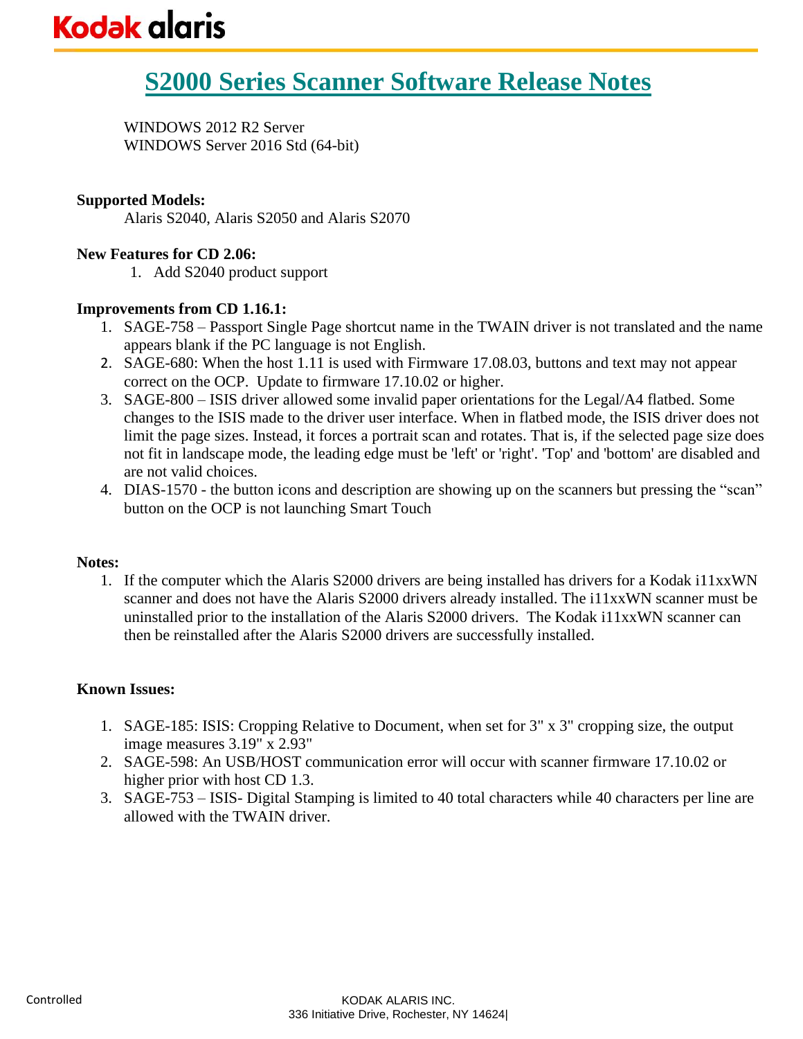# S2000 Series Scanner Software Release Notes

WINDOWS 2012 R2 Server
WINDOWS Server 2016 Std (64-bit)

**Supported Models:**

Alaris S2040, Alaris S2050 and Alaris S2070

**New Features for CD 2.06:**

1. Add S2040 product support

**Improvements from CD 1.16.1:**

1. SAGE-758 – Passport Single Page shortcut name in the TWAIN driver is not translated and the name appears blank if the PC language is not English.
2. SAGE-680: When the host 1.11 is used with Firmware 17.08.03, buttons and text may not appear correct on the OCP. Update to firmware 17.10.02 or higher.
3. SAGE-800 – ISIS driver allowed some invalid paper orientations for the Legal/A4 flatbed. Some changes to the ISIS made to the driver user interface. When in flatbed mode, the ISIS driver does not limit the page sizes. Instead, it forces a portrait scan and rotates. That is, if the selected page size does not fit in landscape mode, the leading edge must be 'left' or 'right'. 'Top' and 'bottom' are disabled and are not valid choices.
4. DIAS-1570 - the button icons and description are showing up on the scanners but pressing the "scan" button on the OCP is not launching Smart Touch

**Notes:**

1. If the computer which the Alaris S2000 drivers are being installed has drivers for a Kodak i11xxWN scanner and does not have the Alaris S2000 drivers already installed. The i11xxWN scanner must be uninstalled prior to the installation of the Alaris S2000 drivers. The Kodak i11xxWN scanner can then be reinstalled after the Alaris S2000 drivers are successfully installed.

**Known Issues:**

1. SAGE-185: ISIS: Cropping Relative to Document, when set for 3" x 3" cropping size, the output image measures 3.19" x 2.93"
2. SAGE-598: An USB/HOST communication error will occur with scanner firmware 17.10.02 or higher prior with host CD 1.3.
3. SAGE-753 – ISIS- Digital Stamping is limited to 40 total characters while 40 characters per line are allowed with the TWAIN driver.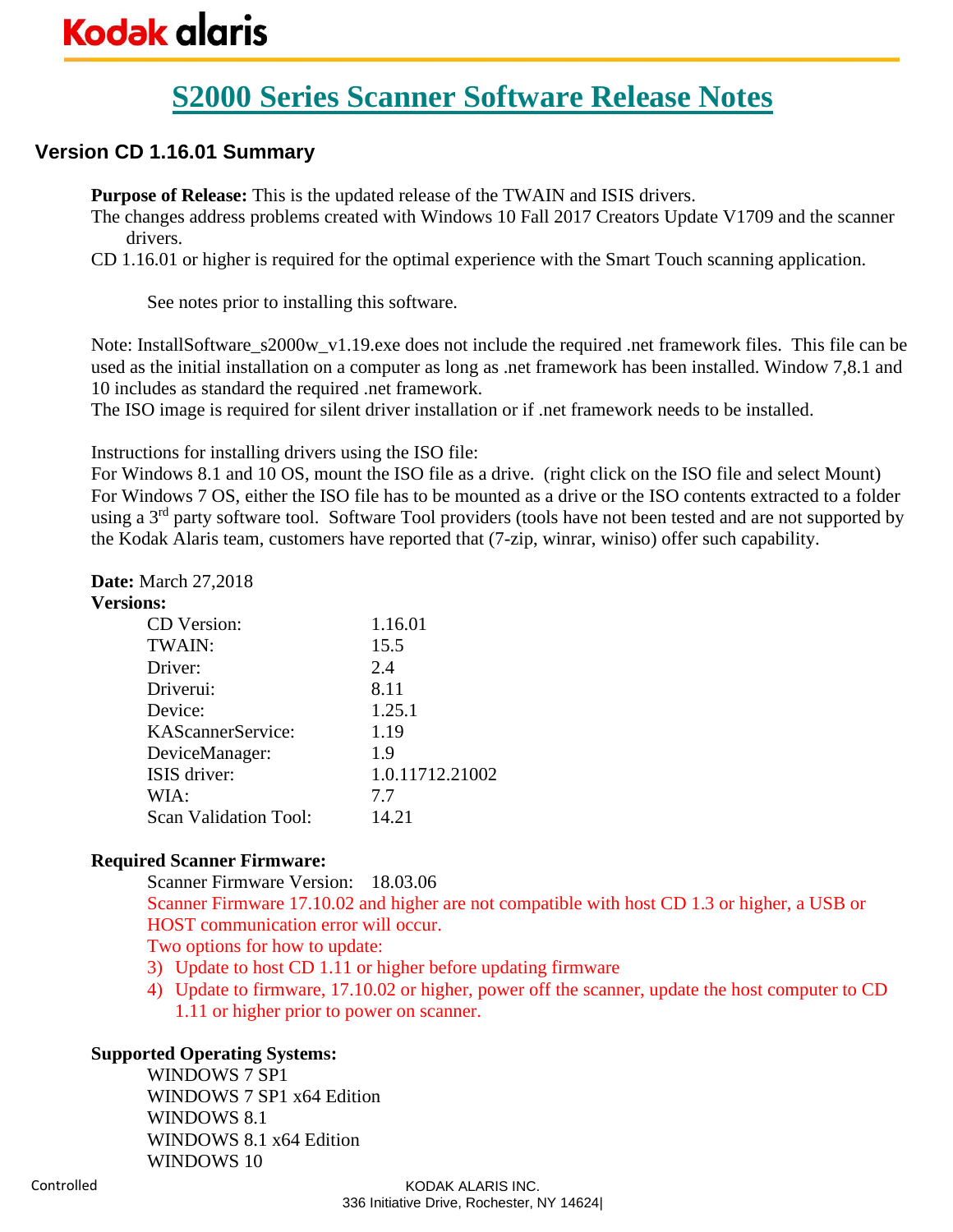# S2000 Series Scanner Software Release Notes

## Version CD 1.16.01 Summary

**Purpose of Release:** This is the updated release of the TWAIN and ISIS drivers.
The changes address problems created with Windows 10 Fall 2017 Creators Update V1709 and the scanner drivers.
CD 1.16.01 or higher is required for the optimal experience with the Smart Touch scanning application.

See notes prior to installing this software.

Note: InstallSoftware_s2000w_v1.19.exe does not include the required .net framework files. This file can be used as the initial installation on a computer as long as .net framework has been installed. Window 7,8.1 and 10 includes as standard the required .net framework.
The ISO image is required for silent driver installation or if .net framework needs to be installed.

Instructions for installing drivers using the ISO file:
For Windows 8.1 and 10 OS, mount the ISO file as a drive. (right click on the ISO file and select Mount)
For Windows 7 OS, either the ISO file has to be mounted as a drive or the ISO contents extracted to a folder using a 3rd party software tool. Software Tool providers (tools have not been tested and are not supported by the Kodak Alaris team, customers have reported that (7-zip, winrar, winiso) offer such capability.

**Date:** March 27,2018

**Versions:**

| | |
|---|---|
| CD Version: | 1.16.01 |
| TWAIN: | 15.5 |
| Driver: | 2.4 |
| Driverui: | 8.11 |
| Device: | 1.25.1 |
| KAScannerService: | 1.19 |
| DeviceManager: | 1.9 |
| ISIS driver: | 1.0.11712.21002 |
| WIA: | 7.7 |
| Scan Validation Tool: | 14.21 |

**Required Scanner Firmware:**

Scanner Firmware Version: 18.03.06

Scanner Firmware 17.10.02 and higher are not compatible with host CD 1.3 or higher, a USB or HOST communication error will occur.

Two options for how to update:

3) Update to host CD 1.11 or higher before updating firmware
4) Update to firmware, 17.10.02 or higher, power off the scanner, update the host computer to CD 1.11 or higher prior to power on scanner.

**Supported Operating Systems:**

WINDOWS 7 SP1
WINDOWS 7 SP1 x64 Edition
WINDOWS 8.1
WINDOWS 8.1 x64 Edition
WINDOWS 10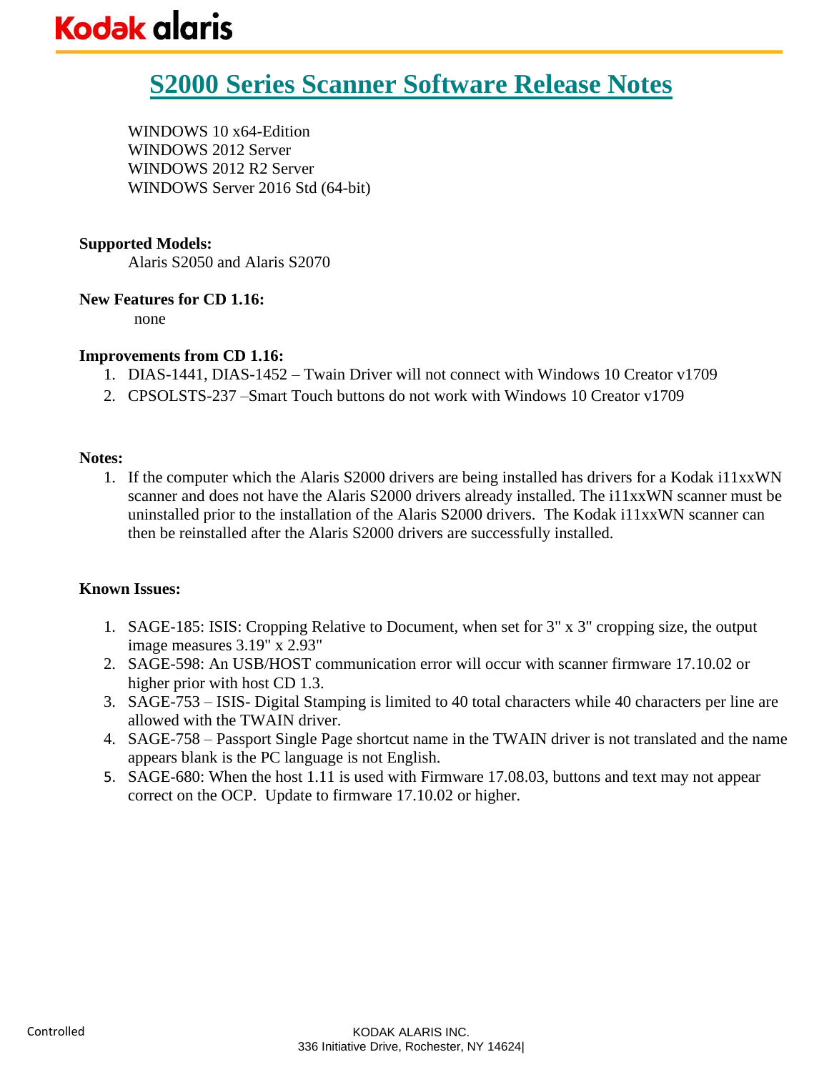# S2000 Series Scanner Software Release Notes

WINDOWS 10 x64-Edition
WINDOWS 2012 Server
WINDOWS 2012 R2 Server
WINDOWS Server 2016 Std (64-bit)

**Supported Models:**

Alaris S2050 and Alaris S2070

**New Features for CD 1.16:**

none

**Improvements from CD 1.16:**

1. DIAS-1441, DIAS-1452 – Twain Driver will not connect with Windows 10 Creator v1709
2. CPSOLSTS-237 –Smart Touch buttons do not work with Windows 10 Creator v1709

**Notes:**

1. If the computer which the Alaris S2000 drivers are being installed has drivers for a Kodak i11xxWN scanner and does not have the Alaris S2000 drivers already installed. The i11xxWN scanner must be uninstalled prior to the installation of the Alaris S2000 drivers. The Kodak i11xxWN scanner can then be reinstalled after the Alaris S2000 drivers are successfully installed.

**Known Issues:**

1. SAGE-185: ISIS: Cropping Relative to Document, when set for 3" x 3" cropping size, the output image measures 3.19" x 2.93"
2. SAGE-598: An USB/HOST communication error will occur with scanner firmware 17.10.02 or higher prior with host CD 1.3.
3. SAGE-753 – ISIS- Digital Stamping is limited to 40 total characters while 40 characters per line are allowed with the TWAIN driver.
4. SAGE-758 – Passport Single Page shortcut name in the TWAIN driver is not translated and the name appears blank is the PC language is not English.
5. SAGE-680: When the host 1.11 is used with Firmware 17.08.03, buttons and text may not appear correct on the OCP. Update to firmware 17.10.02 or higher.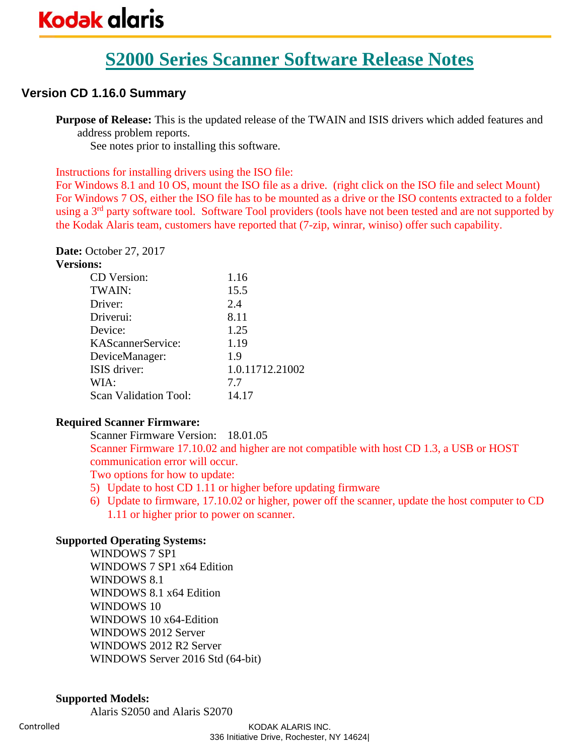# S2000 Series Scanner Software Release Notes

## Version CD 1.16.0 Summary

**Purpose of Release:** This is the updated release of the TWAIN and ISIS drivers which added features and address problem reports.

See notes prior to installing this software.

Instructions for installing drivers using the ISO file:
For Windows 8.1 and 10 OS, mount the ISO file as a drive. (right click on the ISO file and select Mount)
For Windows 7 OS, either the ISO file has to be mounted as a drive or the ISO contents extracted to a folder using a 3rd party software tool. Software Tool providers (tools have not been tested and are not supported by the Kodak Alaris team, customers have reported that (7-zip, winrar, winiso) offer such capability.

**Date:** October 27, 2017

**Versions:**

| | |
|---|---|
| CD Version: | 1.16 |
| TWAIN: | 15.5 |
| Driver: | 2.4 |
| Driverui: | 8.11 |
| Device: | 1.25 |
| KAScannerService: | 1.19 |
| DeviceManager: | 1.9 |
| ISIS driver: | 1.0.11712.21002 |
| WIA: | 7.7 |
| Scan Validation Tool: | 14.17 |

**Required Scanner Firmware:**

Scanner Firmware Version: 18.01.05

Scanner Firmware 17.10.02 and higher are not compatible with host CD 1.3, a USB or HOST communication error will occur.

Two options for how to update:

5) Update to host CD 1.11 or higher before updating firmware
6) Update to firmware, 17.10.02 or higher, power off the scanner, update the host computer to CD 1.11 or higher prior to power on scanner.

**Supported Operating Systems:**

WINDOWS 7 SP1
WINDOWS 7 SP1 x64 Edition
WINDOWS 8.1
WINDOWS 8.1 x64 Edition
WINDOWS 10
WINDOWS 10 x64-Edition
WINDOWS 2012 Server
WINDOWS 2012 R2 Server
WINDOWS Server 2016 Std (64-bit)

**Supported Models:**

Alaris S2050 and Alaris S2070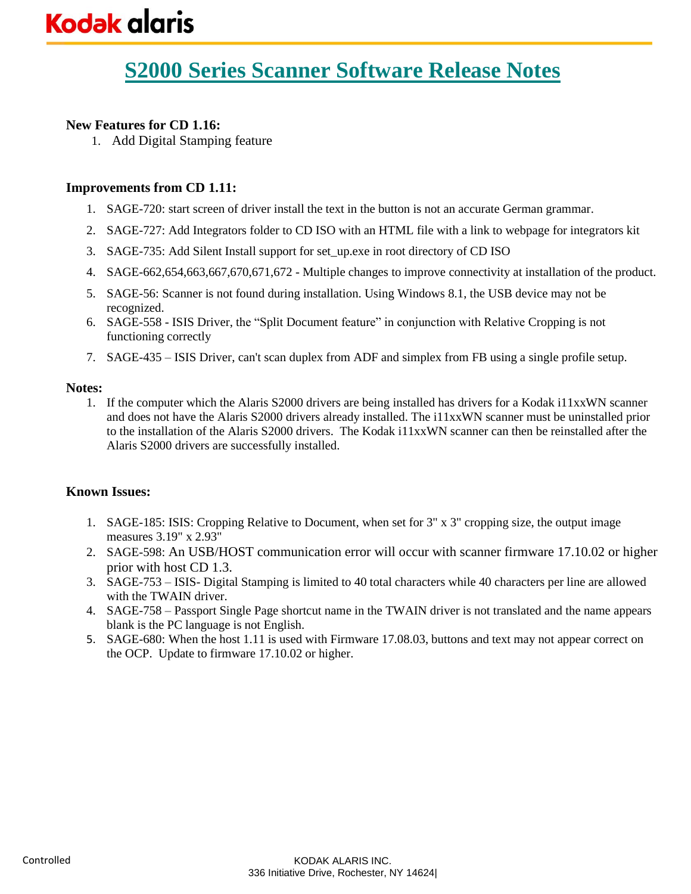# S2000 Series Scanner Software Release Notes

**New Features for CD 1.16:**

1. Add Digital Stamping feature

**Improvements from CD 1.11:**

1. SAGE-720: start screen of driver install the text in the button is not an accurate German grammar.
2. SAGE-727: Add Integrators folder to CD ISO with an HTML file with a link to webpage for integrators kit
3. SAGE-735: Add Silent Install support for set_up.exe in root directory of CD ISO
4. SAGE-662,654,663,667,670,671,672 - Multiple changes to improve connectivity at installation of the product.
5. SAGE-56: Scanner is not found during installation. Using Windows 8.1, the USB device may not be recognized.
6. SAGE-558 - ISIS Driver, the "Split Document feature" in conjunction with Relative Cropping is not functioning correctly
7. SAGE-435 – ISIS Driver, can't scan duplex from ADF and simplex from FB using a single profile setup.

**Notes:**

1. If the computer which the Alaris S2000 drivers are being installed has drivers for a Kodak i11xxWN scanner and does not have the Alaris S2000 drivers already installed. The i11xxWN scanner must be uninstalled prior to the installation of the Alaris S2000 drivers. The Kodak i11xxWN scanner can then be reinstalled after the Alaris S2000 drivers are successfully installed.

**Known Issues:**

1. SAGE-185: ISIS: Cropping Relative to Document, when set for 3" x 3" cropping size, the output image measures 3.19" x 2.93"
2. SAGE-598: An USB/HOST communication error will occur with scanner firmware 17.10.02 or higher prior with host CD 1.3.
3. SAGE-753 – ISIS- Digital Stamping is limited to 40 total characters while 40 characters per line are allowed with the TWAIN driver.
4. SAGE-758 – Passport Single Page shortcut name in the TWAIN driver is not translated and the name appears blank is the PC language is not English.
5. SAGE-680: When the host 1.11 is used with Firmware 17.08.03, buttons and text may not appear correct on the OCP. Update to firmware 17.10.02 or higher.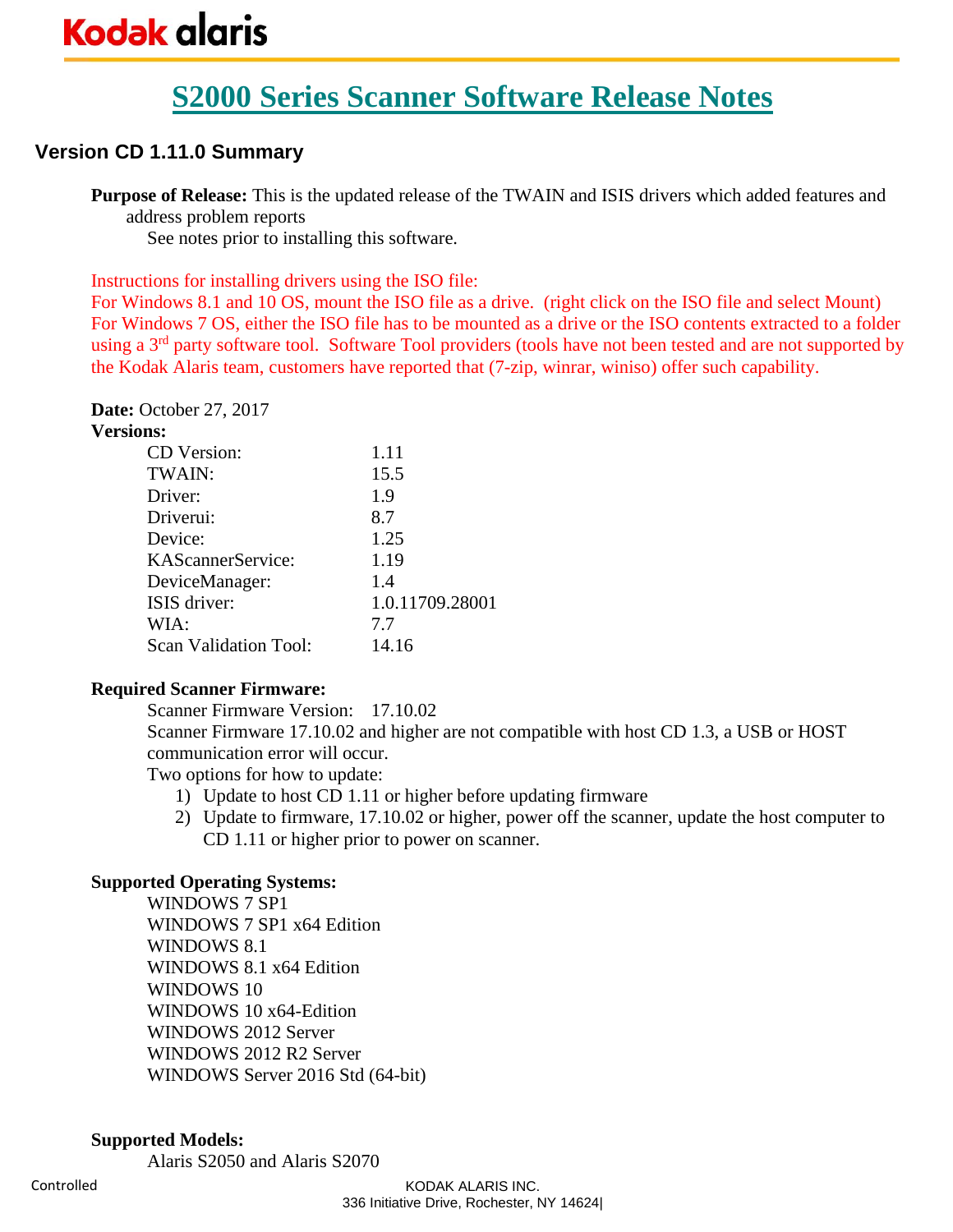# S2000 Series Scanner Software Release Notes

## Version CD 1.11.0 Summary

**Purpose of Release:** This is the updated release of the TWAIN and ISIS drivers which added features and address problem reports

See notes prior to installing this software.

Instructions for installing drivers using the ISO file:
For Windows 8.1 and 10 OS, mount the ISO file as a drive. (right click on the ISO file and select Mount)
For Windows 7 OS, either the ISO file has to be mounted as a drive or the ISO contents extracted to a folder using a 3rd party software tool. Software Tool providers (tools have not been tested and are not supported by the Kodak Alaris team, customers have reported that (7-zip, winrar, winiso) offer such capability.

**Date:** October 27, 2017

**Versions:**

| | |
|---|---|
| CD Version: | 1.11 |
| TWAIN: | 15.5 |
| Driver: | 1.9 |
| Driverui: | 8.7 |
| Device: | 1.25 |
| KAScannerService: | 1.19 |
| DeviceManager: | 1.4 |
| ISIS driver: | 1.0.11709.28001 |
| WIA: | 7.7 |
| Scan Validation Tool: | 14.16 |

**Required Scanner Firmware:**

Scanner Firmware Version: 17.10.02

Scanner Firmware 17.10.02 and higher are not compatible with host CD 1.3, a USB or HOST communication error will occur.

Two options for how to update:

1) Update to host CD 1.11 or higher before updating firmware
2) Update to firmware, 17.10.02 or higher, power off the scanner, update the host computer to CD 1.11 or higher prior to power on scanner.

**Supported Operating Systems:**

WINDOWS 7 SP1
WINDOWS 7 SP1 x64 Edition
WINDOWS 8.1
WINDOWS 8.1 x64 Edition
WINDOWS 10
WINDOWS 10 x64-Edition
WINDOWS 2012 Server
WINDOWS 2012 R2 Server
WINDOWS Server 2016 Std (64-bit)

**Supported Models:**

Alaris S2050 and Alaris S2070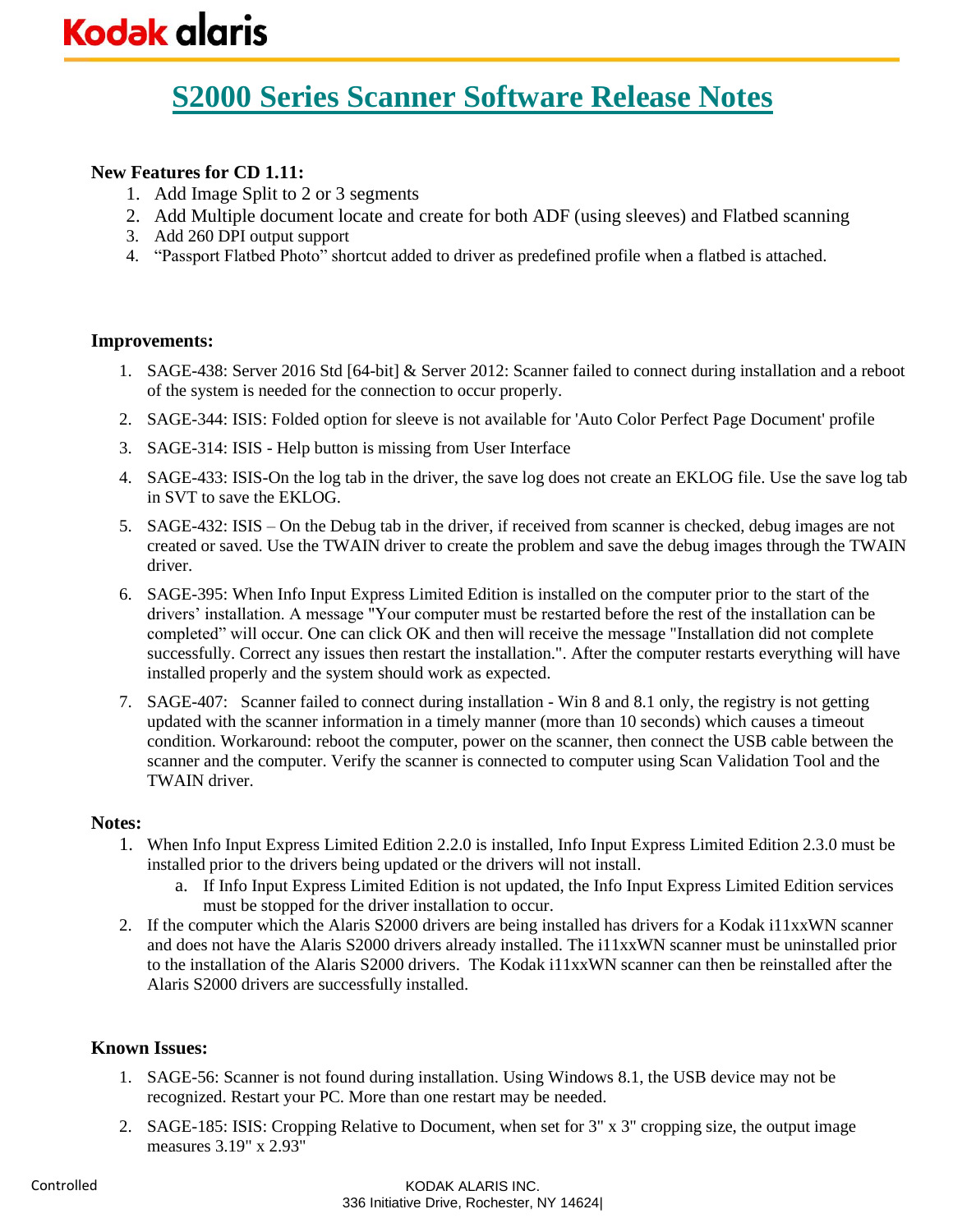# S2000 Series Scanner Software Release Notes

**New Features for CD 1.11:**

1. Add Image Split to 2 or 3 segments
2. Add Multiple document locate and create for both ADF (using sleeves) and Flatbed scanning
3. Add 260 DPI output support
4. "Passport Flatbed Photo" shortcut added to driver as predefined profile when a flatbed is attached.

**Improvements:**

1. SAGE-438: Server 2016 Std [64-bit] & Server 2012: Scanner failed to connect during installation and a reboot of the system is needed for the connection to occur properly.
2. SAGE-344: ISIS: Folded option for sleeve is not available for 'Auto Color Perfect Page Document' profile
3. SAGE-314: ISIS - Help button is missing from User Interface
4. SAGE-433: ISIS-On the log tab in the driver, the save log does not create an EKLOG file. Use the save log tab in SVT to save the EKLOG.
5. SAGE-432: ISIS – On the Debug tab in the driver, if received from scanner is checked, debug images are not created or saved. Use the TWAIN driver to create the problem and save the debug images through the TWAIN driver.
6. SAGE-395: When Info Input Express Limited Edition is installed on the computer prior to the start of the drivers' installation. A message "Your computer must be restarted before the rest of the installation can be completed" will occur. One can click OK and then will receive the message "Installation did not complete successfully. Correct any issues then restart the installation.". After the computer restarts everything will have installed properly and the system should work as expected.
7. SAGE-407: Scanner failed to connect during installation - Win 8 and 8.1 only, the registry is not getting updated with the scanner information in a timely manner (more than 10 seconds) which causes a timeout condition. Workaround: reboot the computer, power on the scanner, then connect the USB cable between the scanner and the computer. Verify the scanner is connected to computer using Scan Validation Tool and the TWAIN driver.

**Notes:**

1. When Info Input Express Limited Edition 2.2.0 is installed, Info Input Express Limited Edition 2.3.0 must be installed prior to the drivers being updated or the drivers will not install.
   a. If Info Input Express Limited Edition is not updated, the Info Input Express Limited Edition services must be stopped for the driver installation to occur.
2. If the computer which the Alaris S2000 drivers are being installed has drivers for a Kodak i11xxWN scanner and does not have the Alaris S2000 drivers already installed. The i11xxWN scanner must be uninstalled prior to the installation of the Alaris S2000 drivers. The Kodak i11xxWN scanner can then be reinstalled after the Alaris S2000 drivers are successfully installed.

**Known Issues:**

1. SAGE-56: Scanner is not found during installation. Using Windows 8.1, the USB device may not be recognized. Restart your PC. More than one restart may be needed.
2. SAGE-185: ISIS: Cropping Relative to Document, when set for 3" x 3" cropping size, the output image measures 3.19" x 2.93"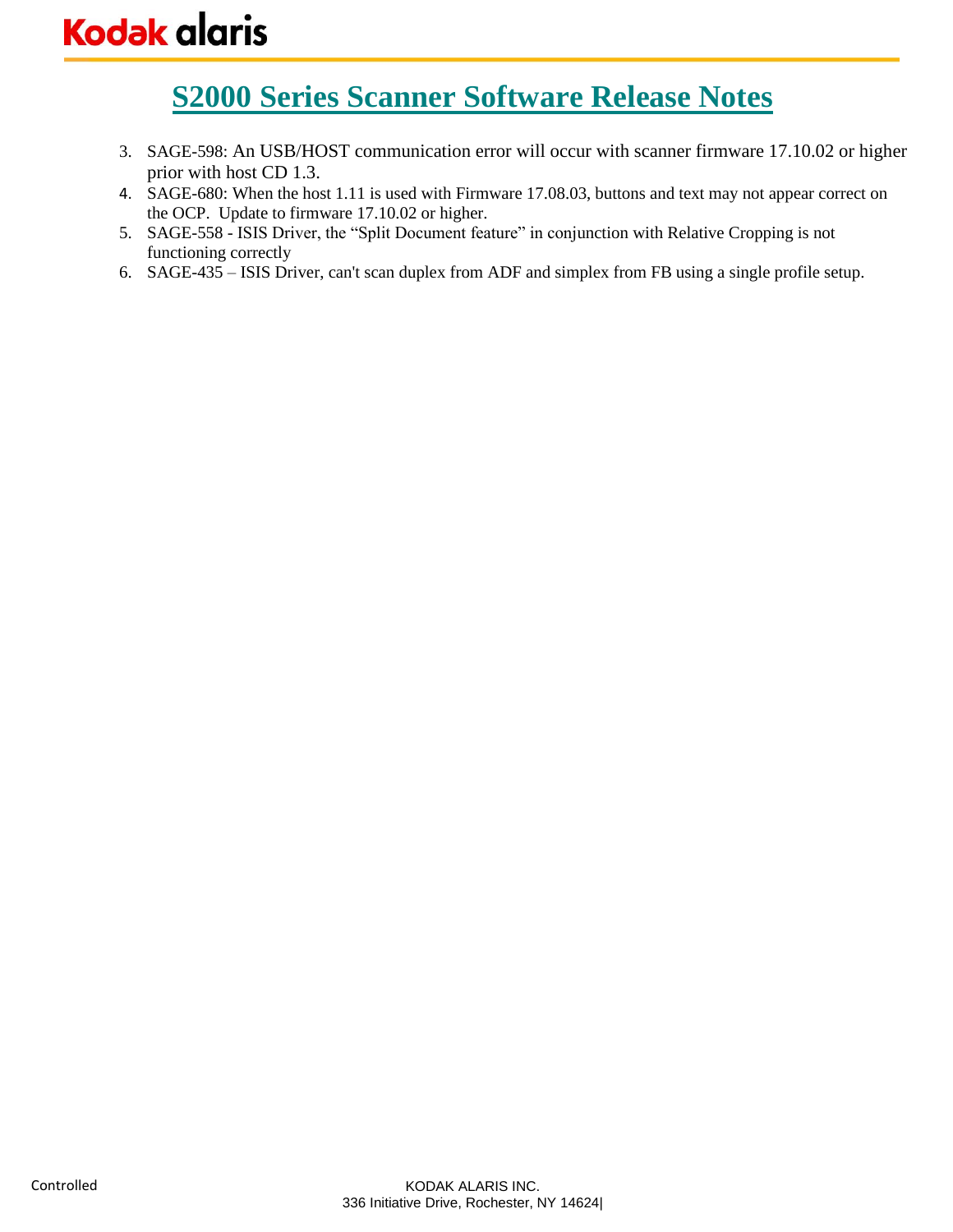3. SAGE-598: An USB/HOST communication error will occur with scanner firmware 17.10.02 or higher prior with host CD 1.3.
4. SAGE-680: When the host 1.11 is used with Firmware 17.08.03, buttons and text may not appear correct on the OCP. Update to firmware 17.10.02 or higher.
5. SAGE-558 - ISIS Driver, the "Split Document feature" in conjunction with Relative Cropping is not functioning correctly
6. SAGE-435 – ISIS Driver, can't scan duplex from ADF and simplex from FB using a single profile setup.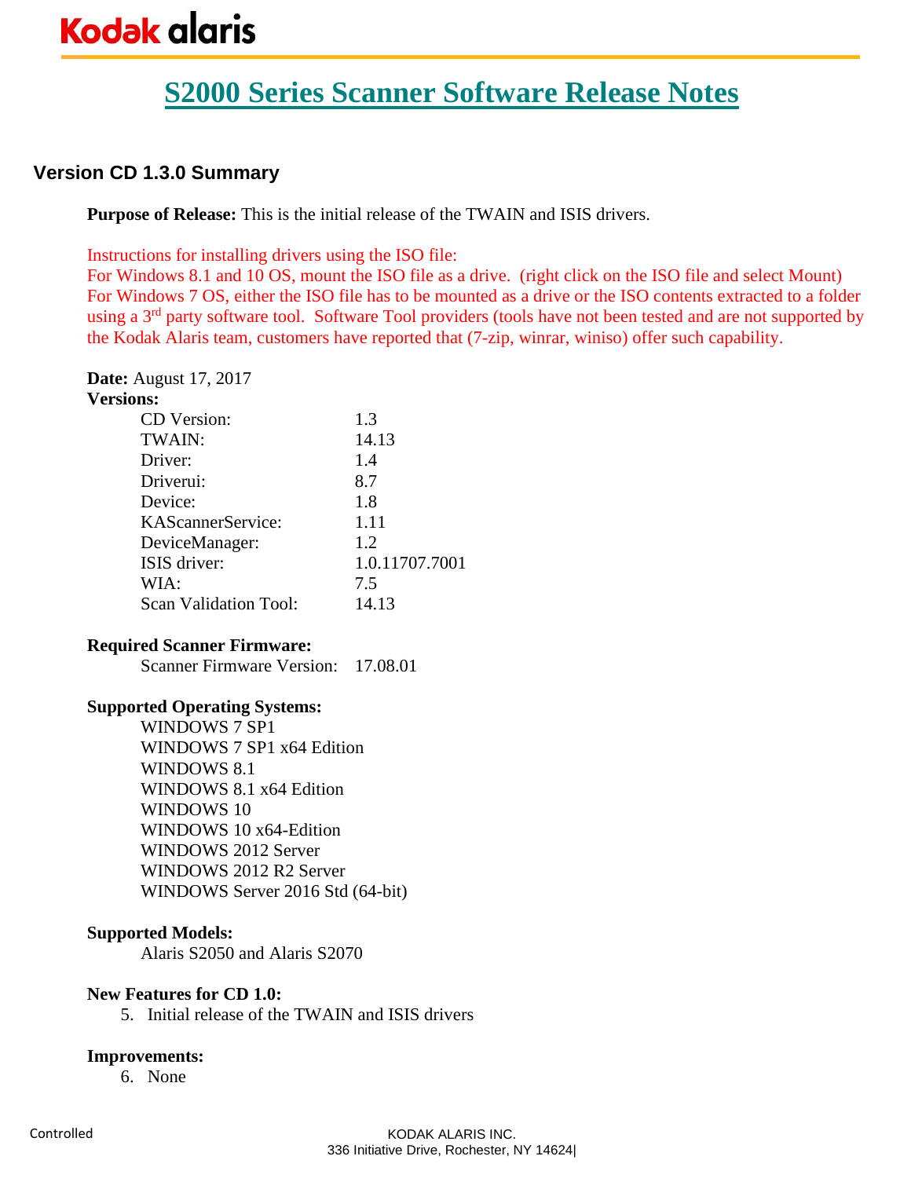# S2000 Series Scanner Software Release Notes

## Version CD 1.3.0 Summary

**Purpose of Release:** This is the initial release of the TWAIN and ISIS drivers.

Instructions for installing drivers using the ISO file:
For Windows 8.1 and 10 OS, mount the ISO file as a drive. (right click on the ISO file and select Mount)
For Windows 7 OS, either the ISO file has to be mounted as a drive or the ISO contents extracted to a folder using a 3rd party software tool. Software Tool providers (tools have not been tested and are not supported by the Kodak Alaris team, customers have reported that (7-zip, winrar, winiso) offer such capability.

**Date:** August 17, 2017

**Versions:**

| | |
|---|---|
| CD Version: | 1.3 |
| TWAIN: | 14.13 |
| Driver: | 1.4 |
| Driverui: | 8.7 |
| Device: | 1.8 |
| KAScannerService: | 1.11 |
| DeviceManager: | 1.2 |
| ISIS driver: | 1.0.11707.7001 |
| WIA: | 7.5 |
| Scan Validation Tool: | 14.13 |

**Required Scanner Firmware:**

Scanner Firmware Version: 17.08.01

**Supported Operating Systems:**

- WINDOWS 7 SP1
- WINDOWS 7 SP1 x64 Edition
- WINDOWS 8.1
- WINDOWS 8.1 x64 Edition
- WINDOWS 10
- WINDOWS 10 x64-Edition
- WINDOWS 2012 Server
- WINDOWS 2012 R2 Server
- WINDOWS Server 2016 Std (64-bit)

**Supported Models:**

Alaris S2050 and Alaris S2070

**New Features for CD 1.0:**

5. Initial release of the TWAIN and ISIS drivers

**Improvements:**

6. None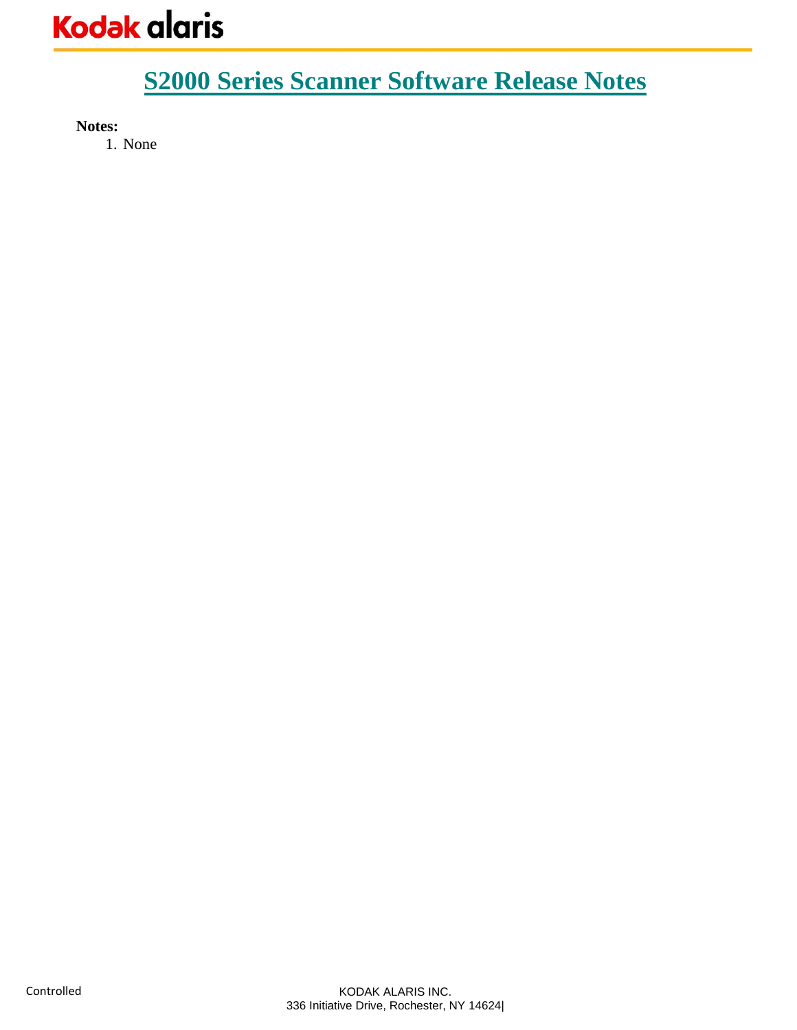# S2000 Series Scanner Software Release Notes

**Notes:**

1. None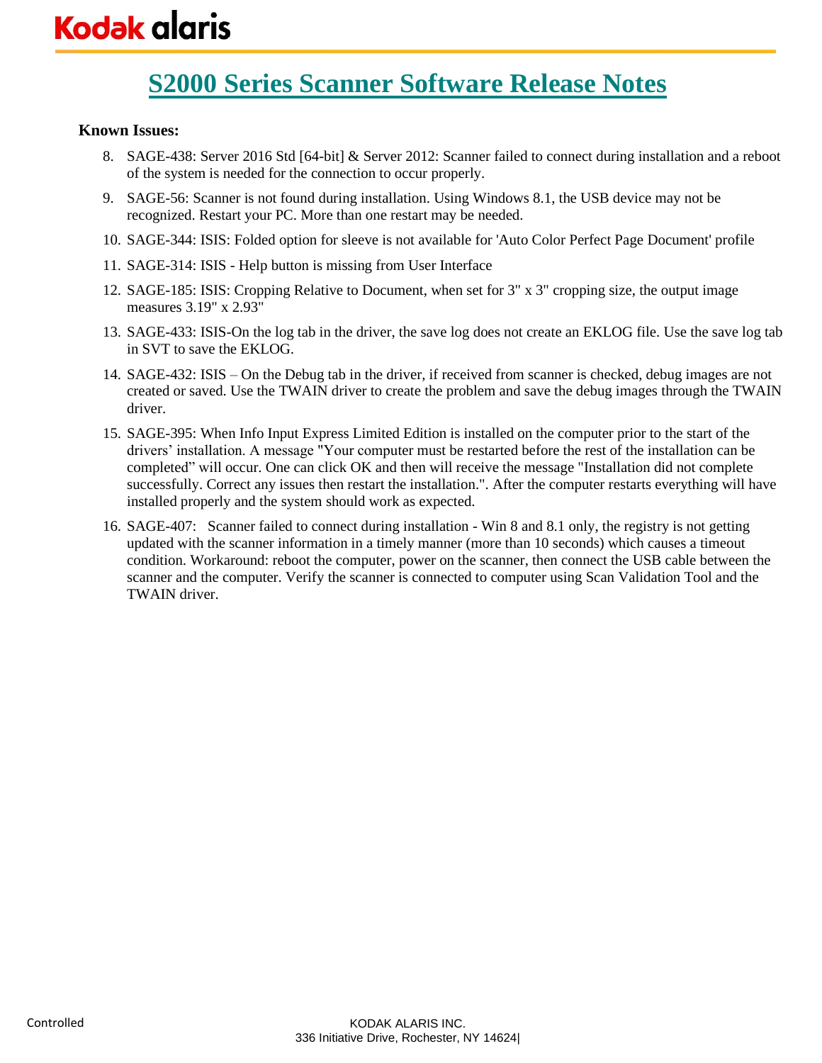# S2000 Series Scanner Software Release Notes

**Known Issues:**

8. SAGE-438: Server 2016 Std [64-bit] & Server 2012: Scanner failed to connect during installation and a reboot of the system is needed for the connection to occur properly.
9. SAGE-56: Scanner is not found during installation. Using Windows 8.1, the USB device may not be recognized. Restart your PC. More than one restart may be needed.
10. SAGE-344: ISIS: Folded option for sleeve is not available for 'Auto Color Perfect Page Document' profile
11. SAGE-314: ISIS - Help button is missing from User Interface
12. SAGE-185: ISIS: Cropping Relative to Document, when set for 3" x 3" cropping size, the output image measures 3.19" x 2.93"
13. SAGE-433: ISIS-On the log tab in the driver, the save log does not create an EKLOG file. Use the save log tab in SVT to save the EKLOG.
14. SAGE-432: ISIS – On the Debug tab in the driver, if received from scanner is checked, debug images are not created or saved. Use the TWAIN driver to create the problem and save the debug images through the TWAIN driver.
15. SAGE-395: When Info Input Express Limited Edition is installed on the computer prior to the start of the drivers' installation. A message "Your computer must be restarted before the rest of the installation can be completed" will occur. One can click OK and then will receive the message "Installation did not complete successfully. Correct any issues then restart the installation.". After the computer restarts everything will have installed properly and the system should work as expected.
16. SAGE-407: Scanner failed to connect during installation - Win 8 and 8.1 only, the registry is not getting updated with the scanner information in a timely manner (more than 10 seconds) which causes a timeout condition. Workaround: reboot the computer, power on the scanner, then connect the USB cable between the scanner and the computer. Verify the scanner is connected to computer using Scan Validation Tool and the TWAIN driver.